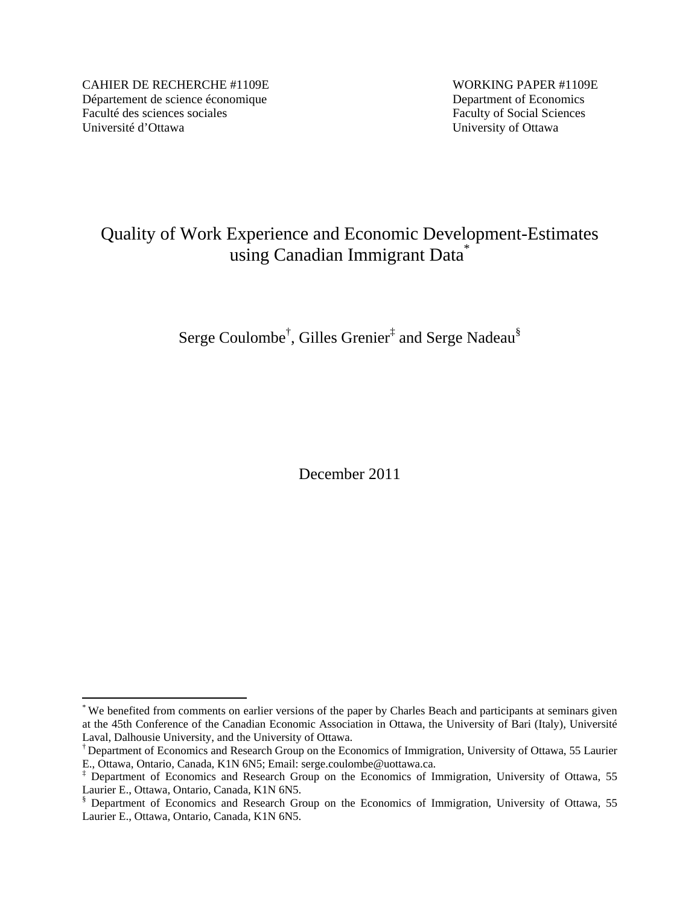CAHIER DE RECHERCHE #1109E
Département de science économique
Faculté des sciences sociales
Université d'Ottawa

WORKING PAPER #1109E
Department of Economics
Faculty of Social Sciences
University of Ottawa

# Quality of Work Experience and Economic Development-Estimates using Canadian Immigrant Data[*]

Serge Coulombe[†], Gilles Grenier[‡] and Serge Nadeau[§]

December 2011

---

[*] We benefited from comments on earlier versions of the paper by Charles Beach and participants at seminars given at the 45th Conference of the Canadian Economic Association in Ottawa, the University of Bari (Italy), Université Laval, Dalhousie University, and the University of Ottawa.

[†] Department of Economics and Research Group on the Economics of Immigration, University of Ottawa, 55 Laurier E., Ottawa, Ontario, Canada, K1N 6N5; Email: serge.coulombe@uottawa.ca.

[‡] Department of Economics and Research Group on the Economics of Immigration, University of Ottawa, 55 Laurier E., Ottawa, Ontario, Canada, K1N 6N5.

[§] Department of Economics and Research Group on the Economics of Immigration, University of Ottawa, 55 Laurier E., Ottawa, Ontario, Canada, K1N 6N5.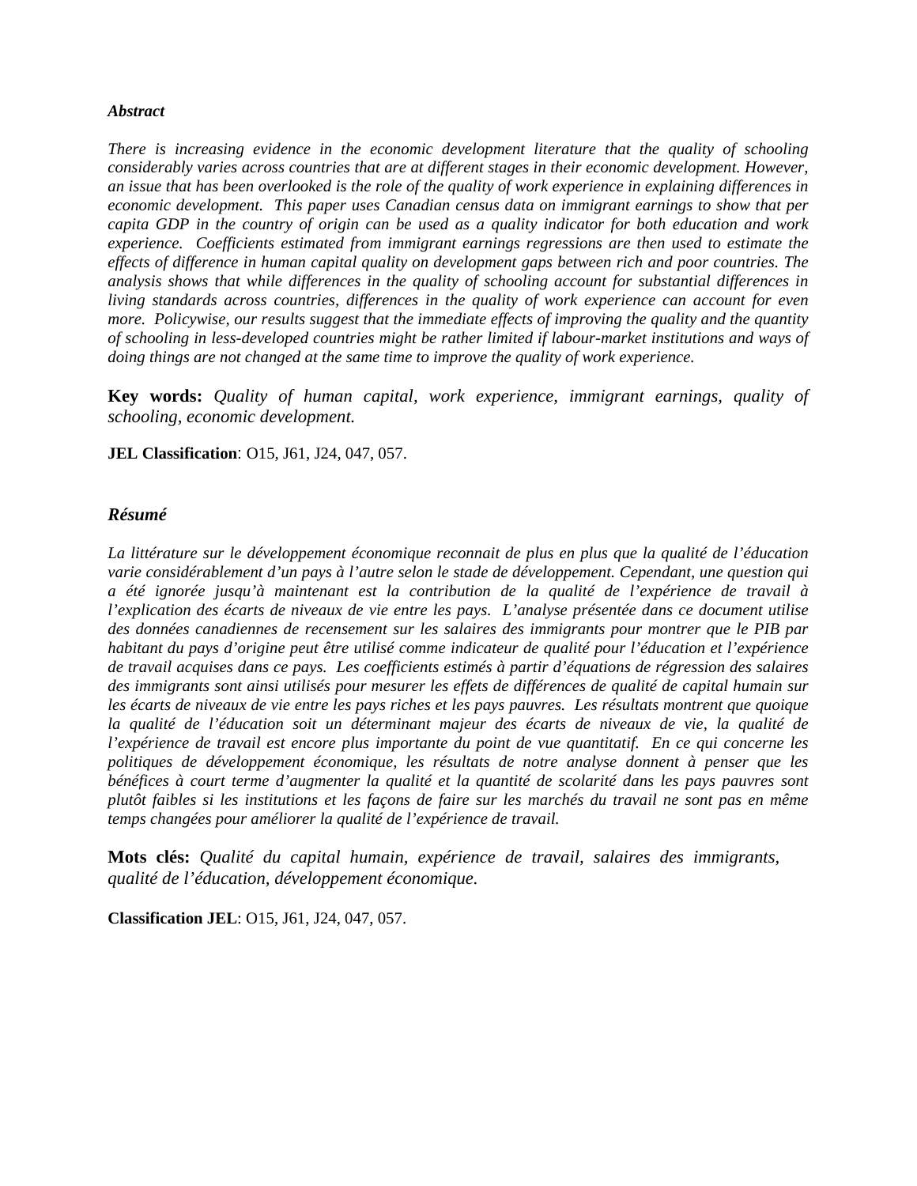### *Abstract*

*There is increasing evidence in the economic development literature that the quality of schooling considerably varies across countries that are at different stages in their economic development. However, an issue that has been overlooked is the role of the quality of work experience in explaining differences in economic development. This paper uses Canadian census data on immigrant earnings to show that per capita GDP in the country of origin can be used as a quality indicator for both education and work experience. Coefficients estimated from immigrant earnings regressions are then used to estimate the effects of difference in human capital quality on development gaps between rich and poor countries. The analysis shows that while differences in the quality of schooling account for substantial differences in living standards across countries, differences in the quality of work experience can account for even more. Policywise, our results suggest that the immediate effects of improving the quality and the quantity of schooling in less-developed countries might be rather limited if labour-market institutions and ways of doing things are not changed at the same time to improve the quality of work experience.*

**Key words:** *Quality of human capital, work experience, immigrant earnings, quality of schooling, economic development.*

**JEL Classification**: O15, J61, J24, 047, 057.

### *Résumé*

*La littérature sur le développement économique reconnait de plus en plus que la qualité de l'éducation varie considérablement d'un pays à l'autre selon le stade de développement. Cependant, une question qui a été ignorée jusqu'à maintenant est la contribution de la qualité de l'expérience de travail à l'explication des écarts de niveaux de vie entre les pays. L'analyse présentée dans ce document utilise des données canadiennes de recensement sur les salaires des immigrants pour montrer que le PIB par habitant du pays d'origine peut être utilisé comme indicateur de qualité pour l'éducation et l'expérience de travail acquises dans ce pays. Les coefficients estimés à partir d'équations de régression des salaires des immigrants sont ainsi utilisés pour mesurer les effets de différences de qualité de capital humain sur les écarts de niveaux de vie entre les pays riches et les pays pauvres. Les résultats montrent que quoique la qualité de l'éducation soit un déterminant majeur des écarts de niveaux de vie, la qualité de l'expérience de travail est encore plus importante du point de vue quantitatif. En ce qui concerne les politiques de développement économique, les résultats de notre analyse donnent à penser que les bénéfices à court terme d'augmenter la qualité et la quantité de scolarité dans les pays pauvres sont plutôt faibles si les institutions et les façons de faire sur les marchés du travail ne sont pas en même temps changées pour améliorer la qualité de l'expérience de travail.*

**Mots clés:** *Qualité du capital humain, expérience de travail, salaires des immigrants, qualité de l'éducation, développement économique.*

**Classification JEL**: O15, J61, J24, 047, 057.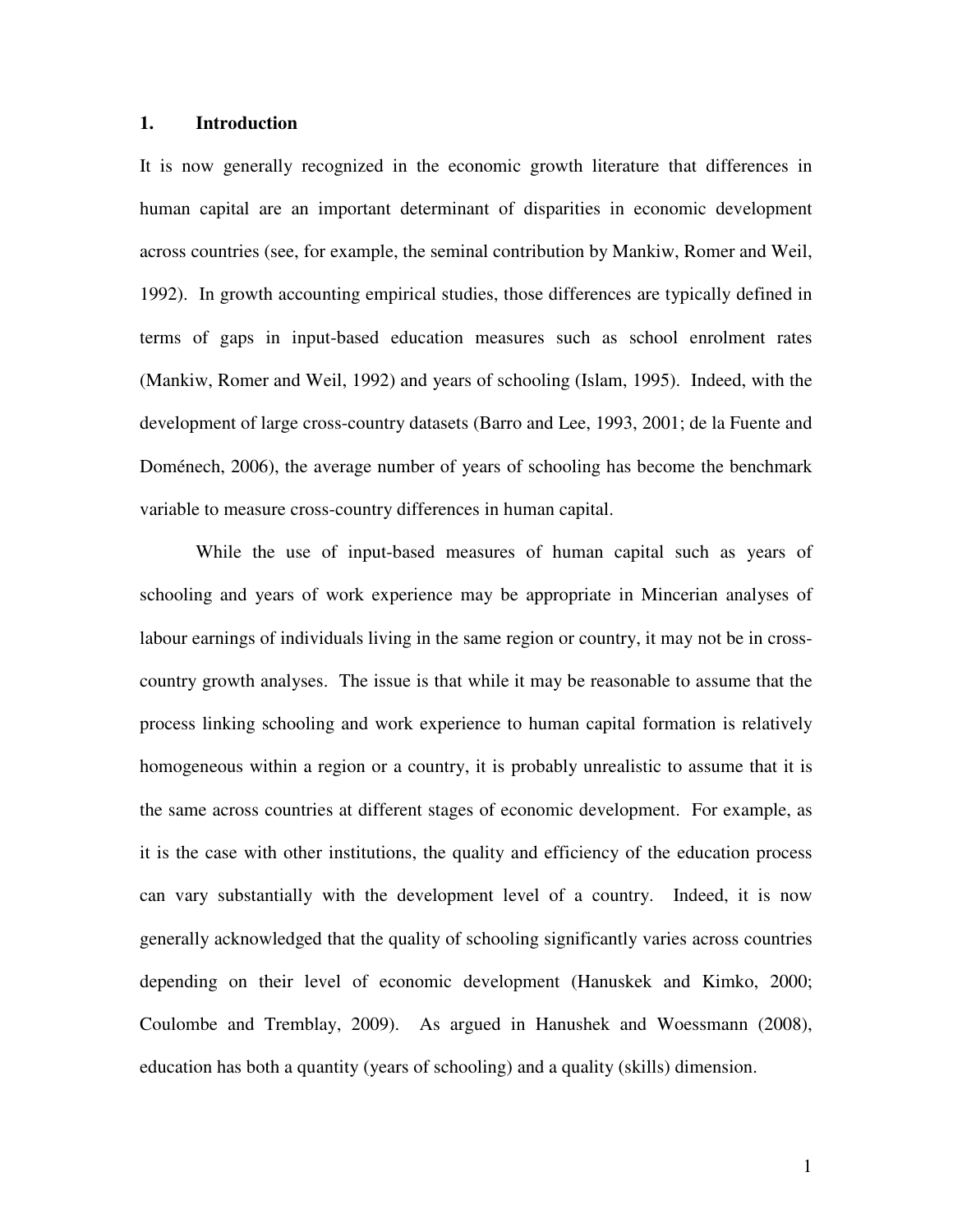## 1. Introduction

It is now generally recognized in the economic growth literature that differences in human capital are an important determinant of disparities in economic development across countries (see, for example, the seminal contribution by Mankiw, Romer and Weil, 1992). In growth accounting empirical studies, those differences are typically defined in terms of gaps in input-based education measures such as school enrolment rates (Mankiw, Romer and Weil, 1992) and years of schooling (Islam, 1995). Indeed, with the development of large cross-country datasets (Barro and Lee, 1993, 2001; de la Fuente and Doménech, 2006), the average number of years of schooling has become the benchmark variable to measure cross-country differences in human capital.

While the use of input-based measures of human capital such as years of schooling and years of work experience may be appropriate in Mincerian analyses of labour earnings of individuals living in the same region or country, it may not be in cross-country growth analyses. The issue is that while it may be reasonable to assume that the process linking schooling and work experience to human capital formation is relatively homogeneous within a region or a country, it is probably unrealistic to assume that it is the same across countries at different stages of economic development. For example, as it is the case with other institutions, the quality and efficiency of the education process can vary substantially with the development level of a country. Indeed, it is now generally acknowledged that the quality of schooling significantly varies across countries depending on their level of economic development (Hanuskek and Kimko, 2000; Coulombe and Tremblay, 2009). As argued in Hanushek and Woessmann (2008), education has both a quantity (years of schooling) and a quality (skills) dimension.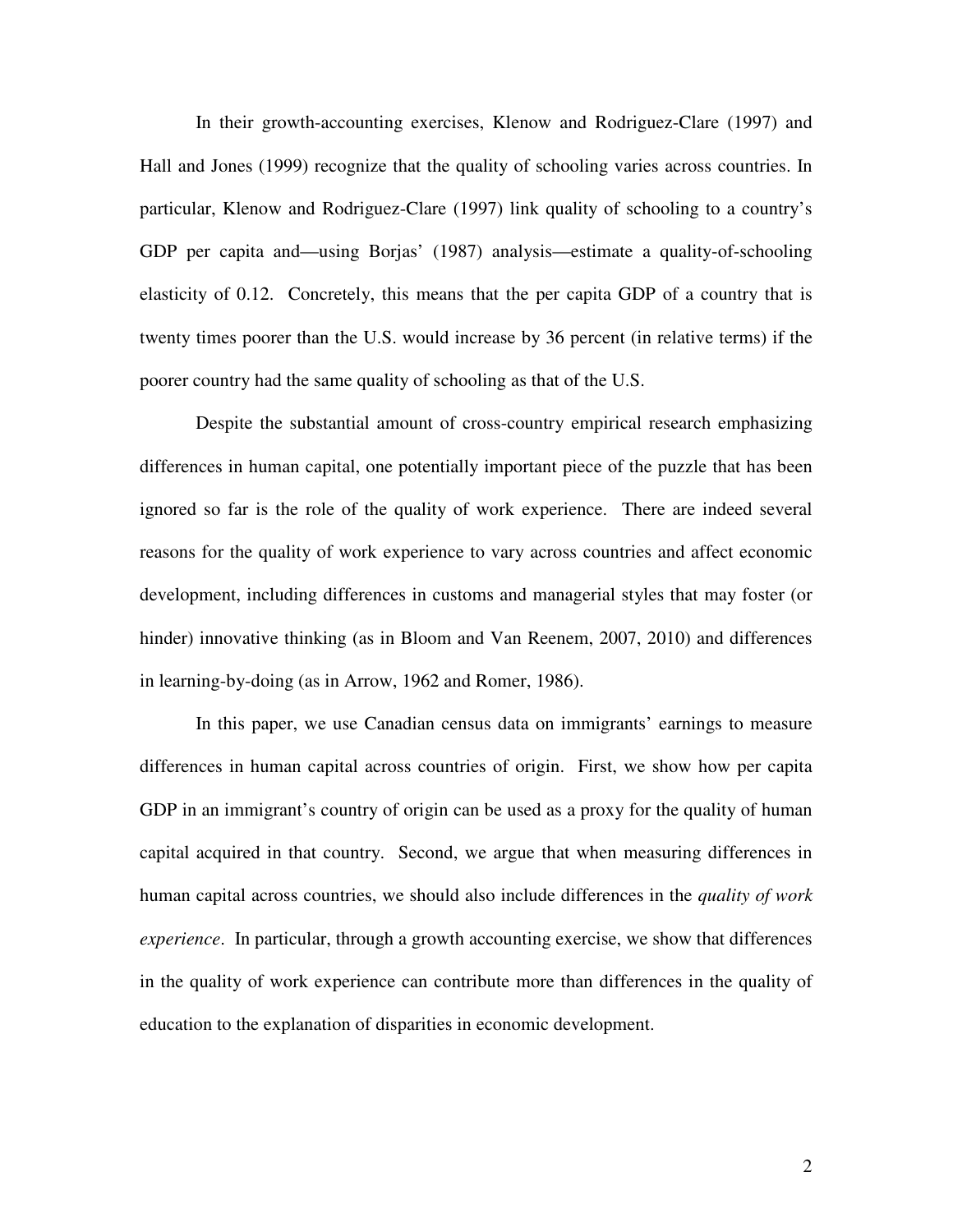In their growth-accounting exercises, Klenow and Rodriguez-Clare (1997) and Hall and Jones (1999) recognize that the quality of schooling varies across countries. In particular, Klenow and Rodriguez-Clare (1997) link quality of schooling to a country's GDP per capita and—using Borjas' (1987) analysis—estimate a quality-of-schooling elasticity of 0.12. Concretely, this means that the per capita GDP of a country that is twenty times poorer than the U.S. would increase by 36 percent (in relative terms) if the poorer country had the same quality of schooling as that of the U.S.

Despite the substantial amount of cross-country empirical research emphasizing differences in human capital, one potentially important piece of the puzzle that has been ignored so far is the role of the quality of work experience. There are indeed several reasons for the quality of work experience to vary across countries and affect economic development, including differences in customs and managerial styles that may foster (or hinder) innovative thinking (as in Bloom and Van Reenem, 2007, 2010) and differences in learning-by-doing (as in Arrow, 1962 and Romer, 1986).

In this paper, we use Canadian census data on immigrants' earnings to measure differences in human capital across countries of origin. First, we show how per capita GDP in an immigrant's country of origin can be used as a proxy for the quality of human capital acquired in that country. Second, we argue that when measuring differences in human capital across countries, we should also include differences in the *quality of work experience*. In particular, through a growth accounting exercise, we show that differences in the quality of work experience can contribute more than differences in the quality of education to the explanation of disparities in economic development.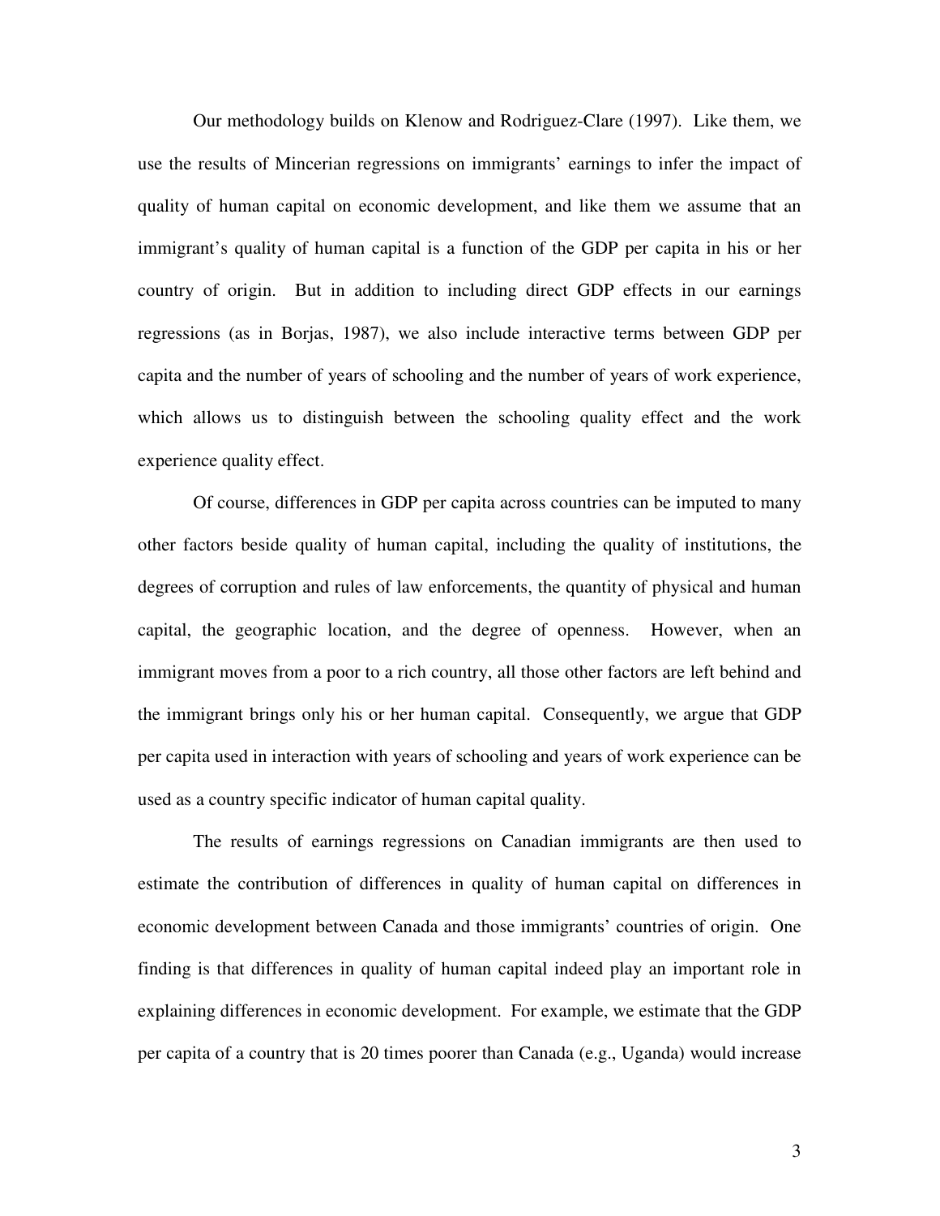Our methodology builds on Klenow and Rodriguez-Clare (1997). Like them, we use the results of Mincerian regressions on immigrants' earnings to infer the impact of quality of human capital on economic development, and like them we assume that an immigrant's quality of human capital is a function of the GDP per capita in his or her country of origin. But in addition to including direct GDP effects in our earnings regressions (as in Borjas, 1987), we also include interactive terms between GDP per capita and the number of years of schooling and the number of years of work experience, which allows us to distinguish between the schooling quality effect and the work experience quality effect.

Of course, differences in GDP per capita across countries can be imputed to many other factors beside quality of human capital, including the quality of institutions, the degrees of corruption and rules of law enforcements, the quantity of physical and human capital, the geographic location, and the degree of openness. However, when an immigrant moves from a poor to a rich country, all those other factors are left behind and the immigrant brings only his or her human capital. Consequently, we argue that GDP per capita used in interaction with years of schooling and years of work experience can be used as a country specific indicator of human capital quality.

The results of earnings regressions on Canadian immigrants are then used to estimate the contribution of differences in quality of human capital on differences in economic development between Canada and those immigrants' countries of origin. One finding is that differences in quality of human capital indeed play an important role in explaining differences in economic development. For example, we estimate that the GDP per capita of a country that is 20 times poorer than Canada (e.g., Uganda) would increase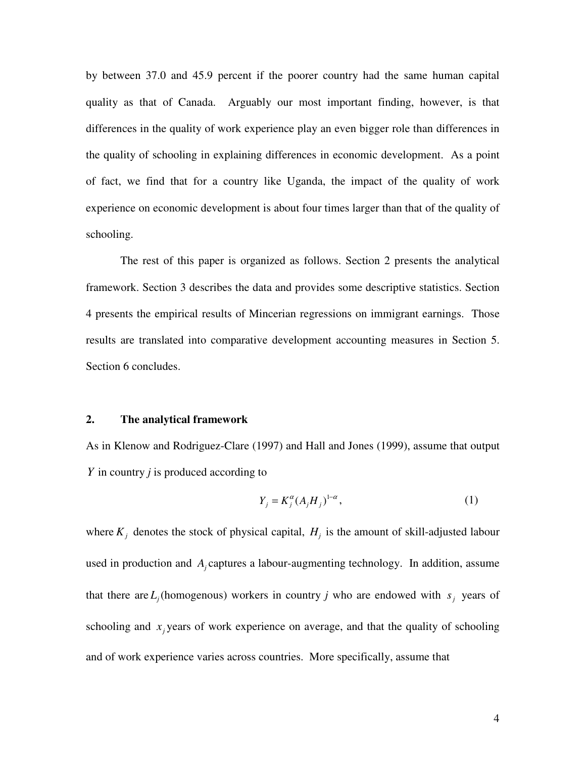by between 37.0 and 45.9 percent if the poorer country had the same human capital quality as that of Canada. Arguably our most important finding, however, is that differences in the quality of work experience play an even bigger role than differences in the quality of schooling in explaining differences in economic development. As a point of fact, we find that for a country like Uganda, the impact of the quality of work experience on economic development is about four times larger than that of the quality of schooling.

The rest of this paper is organized as follows. Section 2 presents the analytical framework. Section 3 describes the data and provides some descriptive statistics. Section 4 presents the empirical results of Mincerian regressions on immigrant earnings. Those results are translated into comparative development accounting measures in Section 5. Section 6 concludes.

## 2. The analytical framework

As in Klenow and Rodriguez-Clare (1997) and Hall and Jones (1999), assume that output $Y$ in country *j* is produced according to

$$Y_j = K_j^{\alpha}(A_j H_j)^{1-\alpha}, \tag{1}$$

where $K_j$ denotes the stock of physical capital, $H_j$ is the amount of skill-adjusted labour used in production and $A_j$ captures a labour-augmenting technology. In addition, assume that there are $L_j$ (homogenous) workers in country *j* who are endowed with $s_j$ years of schooling and $x_j$ years of work experience on average, and that the quality of schooling and of work experience varies across countries. More specifically, assume that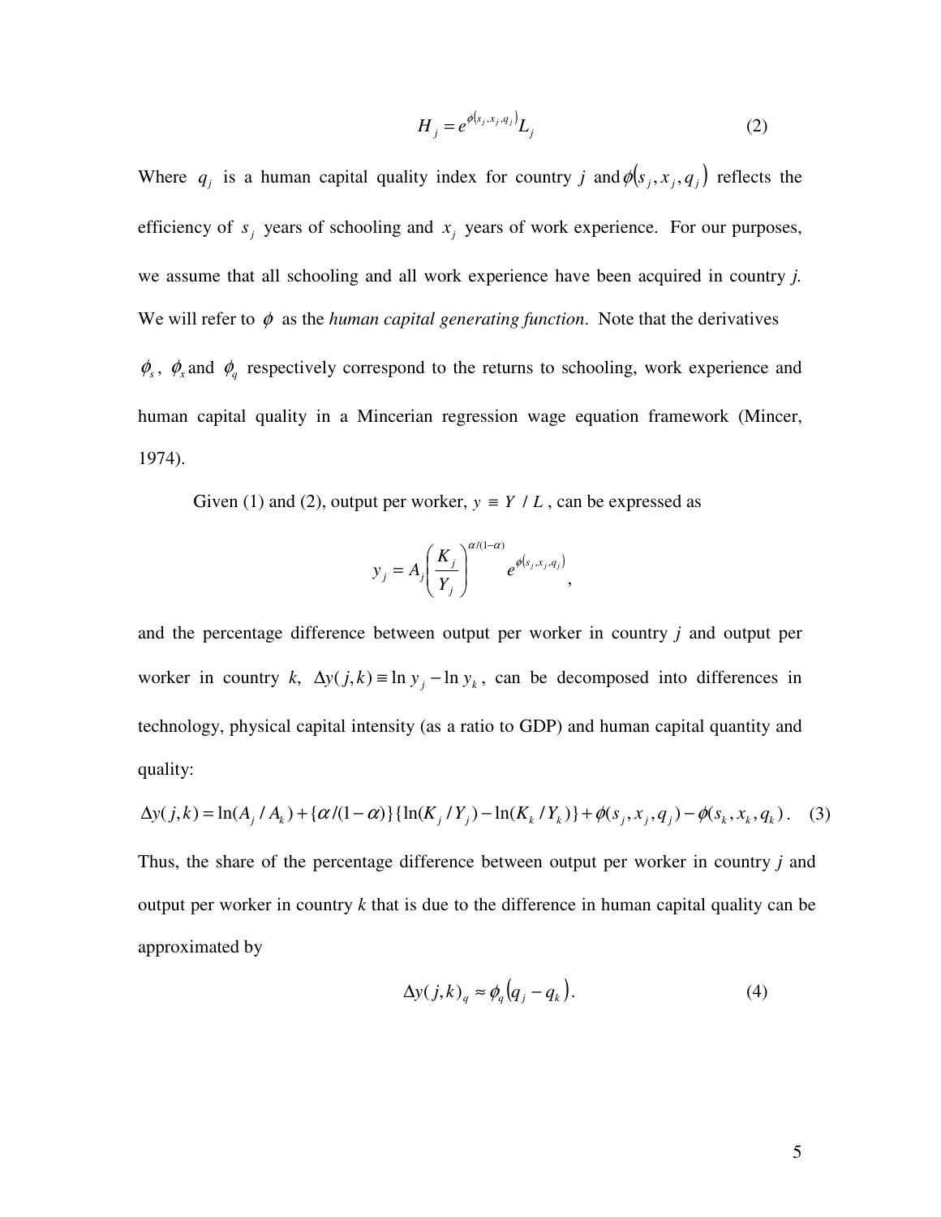$$H_j = e^{\phi(s_j, x_j, q_j)} L_j \tag{2}$$

Where $q_j$ is a human capital quality index for country *j* and $\phi(s_j, x_j, q_j)$ reflects the efficiency of $s_j$ years of schooling and $x_j$ years of work experience. For our purposes, we assume that all schooling and all work experience have been acquired in country *j.* We will refer to $\phi$ as the *human capital generating function*. Note that the derivatives $\phi_s$, $\phi_x$ and $\phi_q$ respectively correspond to the returns to schooling, work experience and human capital quality in a Mincerian regression wage equation framework (Mincer, 1974).

Given (1) and (2), output per worker, $y \equiv Y / L$, can be expressed as

$$y_j = A_j \left( \frac{K_j}{Y_j} \right)^{\alpha/(1-\alpha)} e^{\phi(s_j, x_j, q_j)},$$

and the percentage difference between output per worker in country *j* and output per worker in country *k*, $\Delta y(j,k) \equiv \ln y_j - \ln y_k$, can be decomposed into differences in technology, physical capital intensity (as a ratio to GDP) and human capital quantity and quality:

$$\Delta y(j,k) = \ln(A_j / A_k) + \{\alpha/(1-\alpha)\}\{\ln(K_j / Y_j) - \ln(K_k / Y_k)\} + \phi(s_j, x_j, q_j) - \phi(s_k, x_k, q_k). \tag{3}$$

Thus, the share of the percentage difference between output per worker in country *j* and output per worker in country *k* that is due to the difference in human capital quality can be approximated by

$$\Delta y(j,k)_q \approx \phi_q (q_j - q_k). \tag{4}$$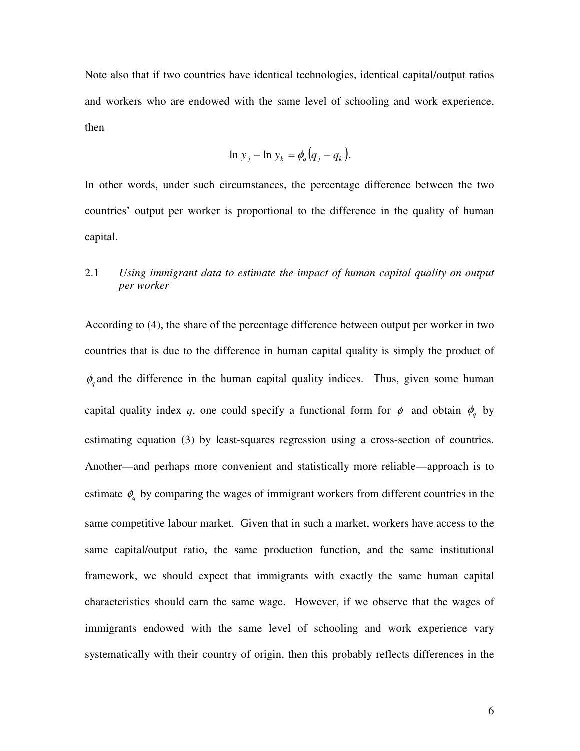Note also that if two countries have identical technologies, identical capital/output ratios and workers who are endowed with the same level of schooling and work experience, then

$$\ln y_j - \ln y_k = \phi_q \left(q_j - q_k\right).$$

In other words, under such circumstances, the percentage difference between the two countries' output per worker is proportional to the difference in the quality of human capital.

### 2.1 *Using immigrant data to estimate the impact of human capital quality on output per worker*

According to (4), the share of the percentage difference between output per worker in two countries that is due to the difference in human capital quality is simply the product of $\phi_q$ and the difference in the human capital quality indices. Thus, given some human capital quality index *q*, one could specify a functional form for $\phi$ and obtain $\phi_q$ by estimating equation (3) by least-squares regression using a cross-section of countries. Another—and perhaps more convenient and statistically more reliable—approach is to estimate $\phi_q$ by comparing the wages of immigrant workers from different countries in the same competitive labour market. Given that in such a market, workers have access to the same capital/output ratio, the same production function, and the same institutional framework, we should expect that immigrants with exactly the same human capital characteristics should earn the same wage. However, if we observe that the wages of immigrants endowed with the same level of schooling and work experience vary systematically with their country of origin, then this probably reflects differences in the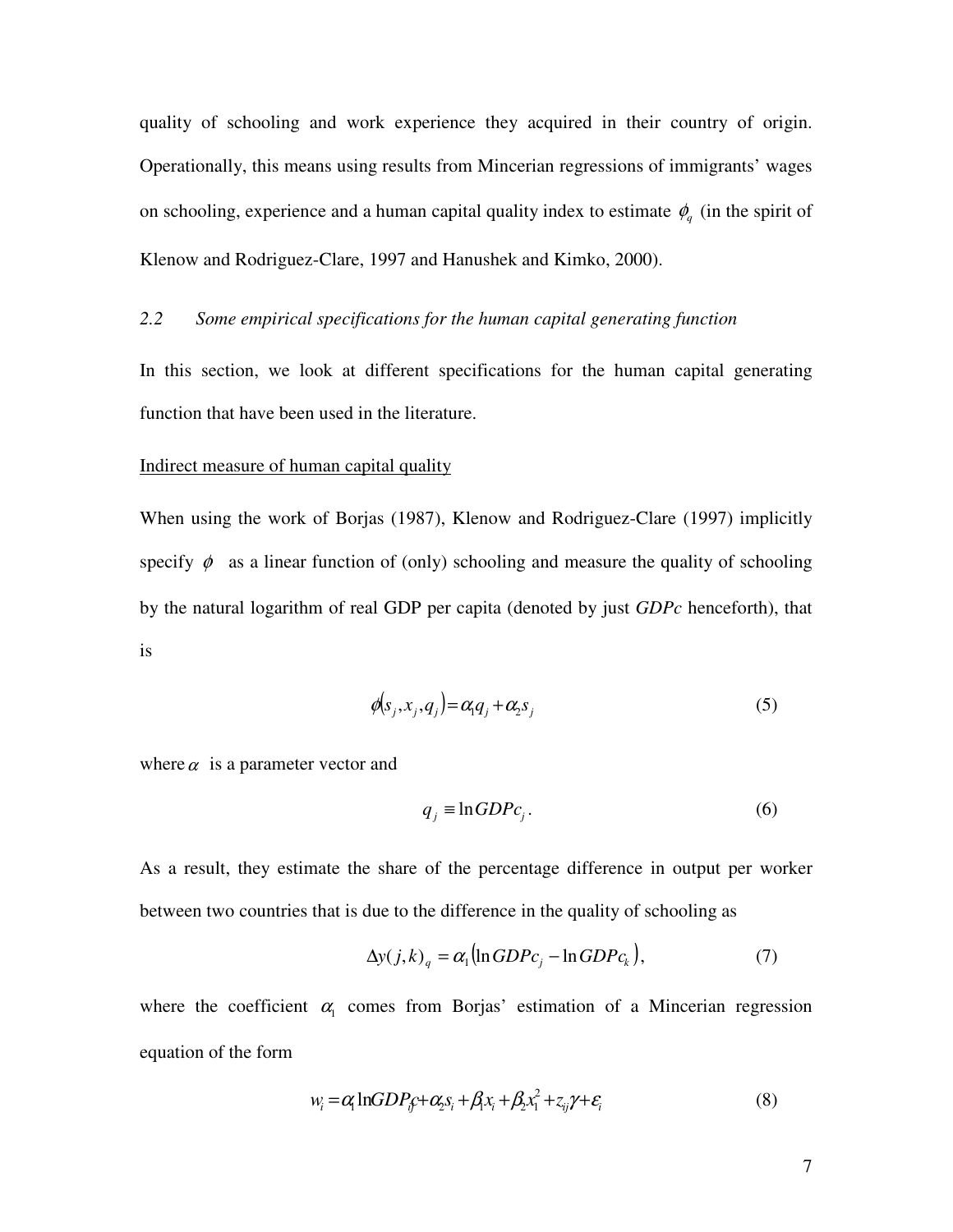quality of schooling and work experience they acquired in their country of origin. Operationally, this means using results from Mincerian regressions of immigrants' wages on schooling, experience and a human capital quality index to estimate $\phi_q$ (in the spirit of Klenow and Rodriguez-Clare, 1997 and Hanushek and Kimko, 2000).

### *2.2 Some empirical specifications for the human capital generating function*

In this section, we look at different specifications for the human capital generating function that have been used in the literature.

Indirect measure of human capital quality

When using the work of Borjas (1987), Klenow and Rodriguez-Clare (1997) implicitly specify $\phi$ as a linear function of (only) schooling and measure the quality of schooling by the natural logarithm of real GDP per capita (denoted by just *GDPc* henceforth), that is

$$\phi(s_j, x_j, q_j) = \alpha_1 q_j + \alpha_2 s_j \tag{5}$$

where $\alpha$ is a parameter vector and

$$q_j \equiv \ln GDPc_j . \tag{6}$$

As a result, they estimate the share of the percentage difference in output per worker between two countries that is due to the difference in the quality of schooling as

$$\Delta y(j,k)_q = \alpha_1 \left( \ln GDPc_j - \ln GDPc_k \right), \tag{7}$$

where the coefficient $\alpha_1$ comes from Borjas' estimation of a Mincerian regression equation of the form

$$w_i = \alpha_1 \ln GDPc_{ij} + \alpha_2 s_i + \beta_1 x_i + \beta_2 x_1^2 + z_{ij}\gamma + \varepsilon_i \tag{8}$$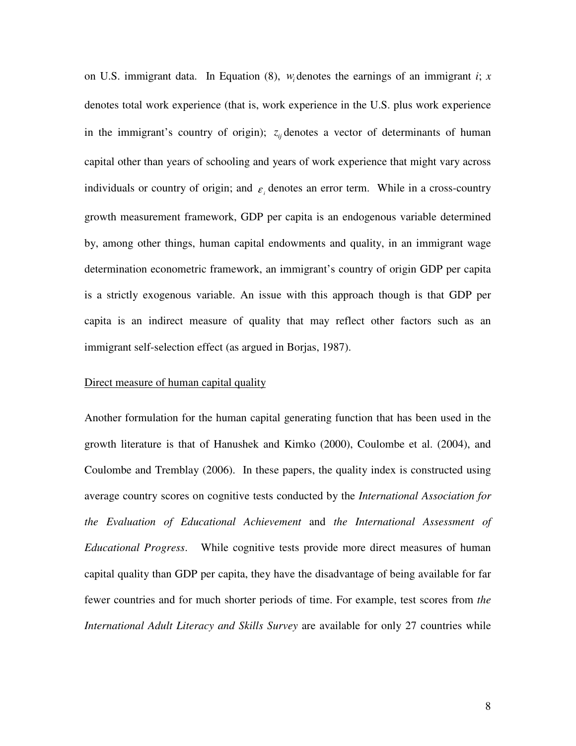on U.S. immigrant data. In Equation (8), $w_i$ denotes the earnings of an immigrant *i*; *x* denotes total work experience (that is, work experience in the U.S. plus work experience in the immigrant's country of origin); $z_{ij}$ denotes a vector of determinants of human capital other than years of schooling and years of work experience that might vary across individuals or country of origin; and $\varepsilon_i$ denotes an error term. While in a cross-country growth measurement framework, GDP per capita is an endogenous variable determined by, among other things, human capital endowments and quality, in an immigrant wage determination econometric framework, an immigrant's country of origin GDP per capita is a strictly exogenous variable. An issue with this approach though is that GDP per capita is an indirect measure of quality that may reflect other factors such as an immigrant self-selection effect (as argued in Borjas, 1987).

<u>Direct measure of human capital quality</u>

Another formulation for the human capital generating function that has been used in the growth literature is that of Hanushek and Kimko (2000), Coulombe et al. (2004), and Coulombe and Tremblay (2006). In these papers, the quality index is constructed using average country scores on cognitive tests conducted by the *International Association for the Evaluation of Educational Achievement* and *the International Assessment of Educational Progress*. While cognitive tests provide more direct measures of human capital quality than GDP per capita, they have the disadvantage of being available for far fewer countries and for much shorter periods of time. For example, test scores from *the International Adult Literacy and Skills Survey* are available for only 27 countries while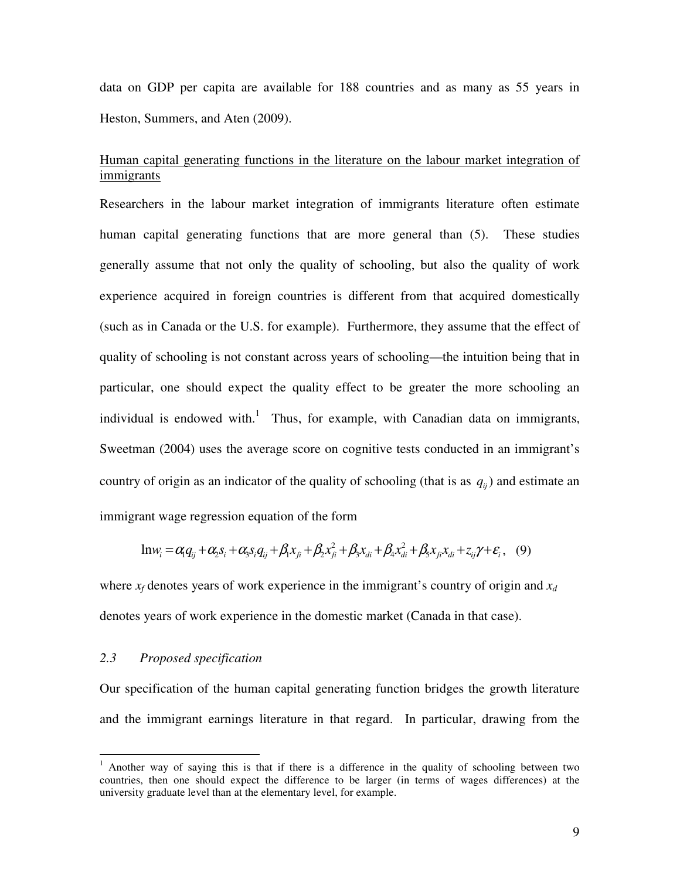data on GDP per capita are available for 188 countries and as many as 55 years in Heston, Summers, and Aten (2009).

Human capital generating functions in the literature on the labour market integration of immigrants

Researchers in the labour market integration of immigrants literature often estimate human capital generating functions that are more general than (5). These studies generally assume that not only the quality of schooling, but also the quality of work experience acquired in foreign countries is different from that acquired domestically (such as in Canada or the U.S. for example). Furthermore, they assume that the effect of quality of schooling is not constant across years of schooling—the intuition being that in particular, one should expect the quality effect to be greater the more schooling an individual is endowed with.[1] Thus, for example, with Canadian data on immigrants, Sweetman (2004) uses the average score on cognitive tests conducted in an immigrant's country of origin as an indicator of the quality of schooling (that is as $q_{ij}$) and estimate an immigrant wage regression equation of the form

$$\ln w_i = \alpha_1 q_{ij} + \alpha_2 s_i + \alpha_3 s_i q_{ij} + \beta_1 x_{fi} + \beta_2 x_{fi}^2 + \beta_3 x_{di} + \beta_4 x_{di}^2 + \beta_5 x_{fi} x_{di} + z_{ij}\gamma + \varepsilon_i, \quad (9)$$

where $x_f$ denotes years of work experience in the immigrant's country of origin and $x_d$ denotes years of work experience in the domestic market (Canada in that case).

### 2.3 *Proposed specification*

Our specification of the human capital generating function bridges the growth literature and the immigrant earnings literature in that regard. In particular, drawing from the

[1] Another way of saying this is that if there is a difference in the quality of schooling between two countries, then one should expect the difference to be larger (in terms of wages differences) at the university graduate level than at the elementary level, for example.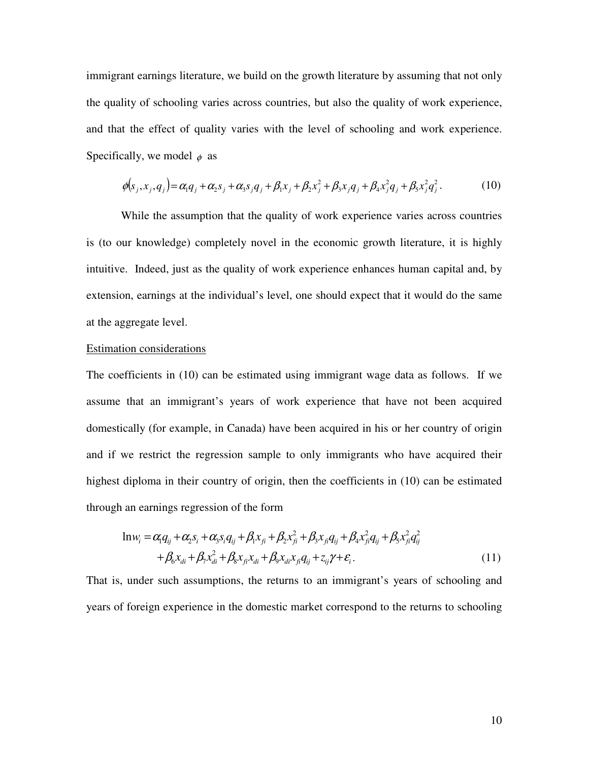immigrant earnings literature, we build on the growth literature by assuming that not only the quality of schooling varies across countries, but also the quality of work experience, and that the effect of quality varies with the level of schooling and work experience. Specifically, we model $\phi$ as

$$\phi(s_j, x_j, q_j) = \alpha_1 q_j + \alpha_2 s_j + \alpha_3 s_j q_j + \beta_1 x_j + \beta_2 x_j^2 + \beta_3 x_j q_j + \beta_4 x_j^2 q_j + \beta_5 x_j^2 q_j^2 . \tag{10}$$

While the assumption that the quality of work experience varies across countries is (to our knowledge) completely novel in the economic growth literature, it is highly intuitive. Indeed, just as the quality of work experience enhances human capital and, by extension, earnings at the individual's level, one should expect that it would do the same at the aggregate level.

Estimation considerations

The coefficients in (10) can be estimated using immigrant wage data as follows. If we assume that an immigrant's years of work experience that have not been acquired domestically (for example, in Canada) have been acquired in his or her country of origin and if we restrict the regression sample to only immigrants who have acquired their highest diploma in their country of origin, then the coefficients in (10) can be estimated through an earnings regression of the form

$$\begin{aligned} \ln w_i = {} & \alpha_1 q_{ij} + \alpha_2 s_i + \alpha_3 s_i q_{ij} + \beta_1 x_{fi} + \beta_2 x_{fi}^2 + \beta_3 x_{fi} q_{ij} + \beta_4 x_{fi}^2 q_{ij} + \beta_5 x_{fi}^2 q_{ij}^2 \\ & + \beta_6 x_{di} + \beta_7 x_{di}^2 + \beta_8 x_{fi} x_{di} + \beta_9 x_{di} x_{fi} q_{ij} + z_{ij}\gamma + \varepsilon_i . \end{aligned} \tag{11}$$

That is, under such assumptions, the returns to an immigrant's years of schooling and years of foreign experience in the domestic market correspond to the returns to schooling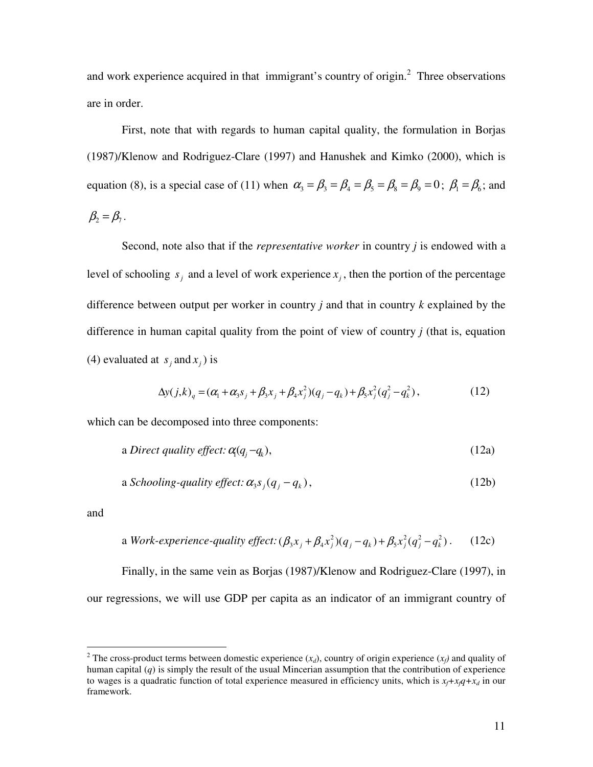and work experience acquired in that immigrant's country of origin.[2] Three observations are in order.

First, note that with regards to human capital quality, the formulation in Borjas (1987)/Klenow and Rodriguez-Clare (1997) and Hanushek and Kimko (2000), which is equation (8), is a special case of (11) when $\alpha_3 = \beta_3 = \beta_4 = \beta_5 = \beta_8 = \beta_9 = 0$; $\beta_1 = \beta_6$; and $\beta_2 = \beta_7$.

Second, note also that if the *representative worker* in country *j* is endowed with a level of schooling $s_j$ and a level of work experience $x_j$, then the portion of the percentage difference between output per worker in country *j* and that in country *k* explained by the difference in human capital quality from the point of view of country *j* (that is, equation (4) evaluated at $s_j$ and $x_j$) is

$$\Delta y(j,k)_q = (\alpha_1 + \alpha_3 s_j + \beta_3 x_j + \beta_4 x_j^2)(q_j - q_k) + \beta_5 x_j^2 (q_j^2 - q_k^2), \tag{12}$$

which can be decomposed into three components:

a *Direct quality effect:* $\alpha_1(q_j - q_k)$, (12a)

a *Schooling-quality effect:* $\alpha_3 s_j (q_j - q_k)$, (12b)

and

a *Work-experience-quality effect:* $(\beta_3 x_j + \beta_4 x_j^2)(q_j - q_k) + \beta_5 x_j^2 (q_j^2 - q_k^2)$. (12c)

Finally, in the same vein as Borjas (1987)/Klenow and Rodriguez-Clare (1997), in our regressions, we will use GDP per capita as an indicator of an immigrant country of

---

[2] The cross-product terms between domestic experience ($x_d$), country of origin experience ($x_f$) and quality of human capital ($q$) is simply the result of the usual Mincerian assumption that the contribution of experience to wages is a quadratic function of total experience measured in efficiency units, which is $x_f + x_f q + x_d$ in our framework.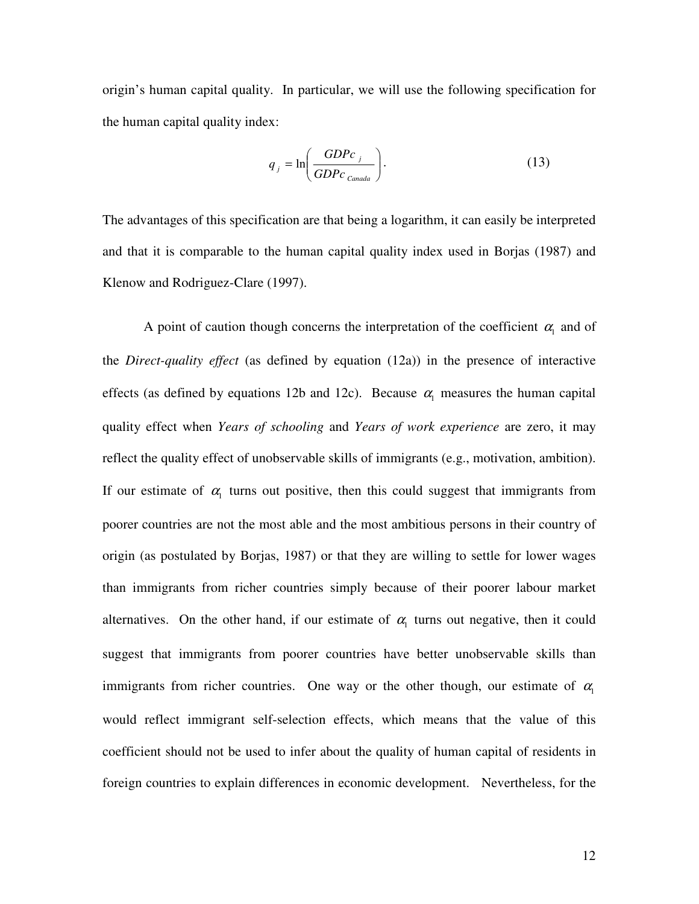origin's human capital quality. In particular, we will use the following specification for the human capital quality index:

$$q_j = \ln\left(\frac{GDPc_j}{GDPc_{Canada}}\right). \tag{13}$$

The advantages of this specification are that being a logarithm, it can easily be interpreted and that it is comparable to the human capital quality index used in Borjas (1987) and Klenow and Rodriguez-Clare (1997).

A point of caution though concerns the interpretation of the coefficient $\alpha_1$ and of the *Direct-quality effect* (as defined by equation (12a)) in the presence of interactive effects (as defined by equations 12b and 12c). Because $\alpha_1$ measures the human capital quality effect when *Years of schooling* and *Years of work experience* are zero, it may reflect the quality effect of unobservable skills of immigrants (e.g., motivation, ambition). If our estimate of $\alpha_1$ turns out positive, then this could suggest that immigrants from poorer countries are not the most able and the most ambitious persons in their country of origin (as postulated by Borjas, 1987) or that they are willing to settle for lower wages than immigrants from richer countries simply because of their poorer labour market alternatives. On the other hand, if our estimate of $\alpha_1$ turns out negative, then it could suggest that immigrants from poorer countries have better unobservable skills than immigrants from richer countries. One way or the other though, our estimate of $\alpha_1$ would reflect immigrant self-selection effects, which means that the value of this coefficient should not be used to infer about the quality of human capital of residents in foreign countries to explain differences in economic development. Nevertheless, for the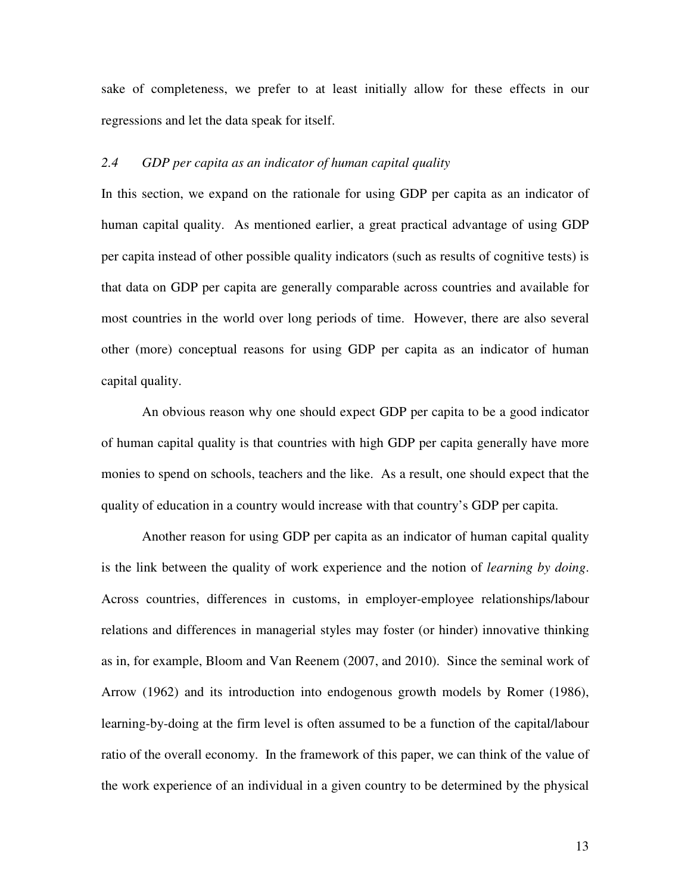sake of completeness, we prefer to at least initially allow for these effects in our regressions and let the data speak for itself.

### *2.4 GDP per capita as an indicator of human capital quality*

In this section, we expand on the rationale for using GDP per capita as an indicator of human capital quality. As mentioned earlier, a great practical advantage of using GDP per capita instead of other possible quality indicators (such as results of cognitive tests) is that data on GDP per capita are generally comparable across countries and available for most countries in the world over long periods of time. However, there are also several other (more) conceptual reasons for using GDP per capita as an indicator of human capital quality.

An obvious reason why one should expect GDP per capita to be a good indicator of human capital quality is that countries with high GDP per capita generally have more monies to spend on schools, teachers and the like. As a result, one should expect that the quality of education in a country would increase with that country's GDP per capita.

Another reason for using GDP per capita as an indicator of human capital quality is the link between the quality of work experience and the notion of *learning by doing*. Across countries, differences in customs, in employer-employee relationships/labour relations and differences in managerial styles may foster (or hinder) innovative thinking as in, for example, Bloom and Van Reenem (2007, and 2010). Since the seminal work of Arrow (1962) and its introduction into endogenous growth models by Romer (1986), learning-by-doing at the firm level is often assumed to be a function of the capital/labour ratio of the overall economy. In the framework of this paper, we can think of the value of the work experience of an individual in a given country to be determined by the physical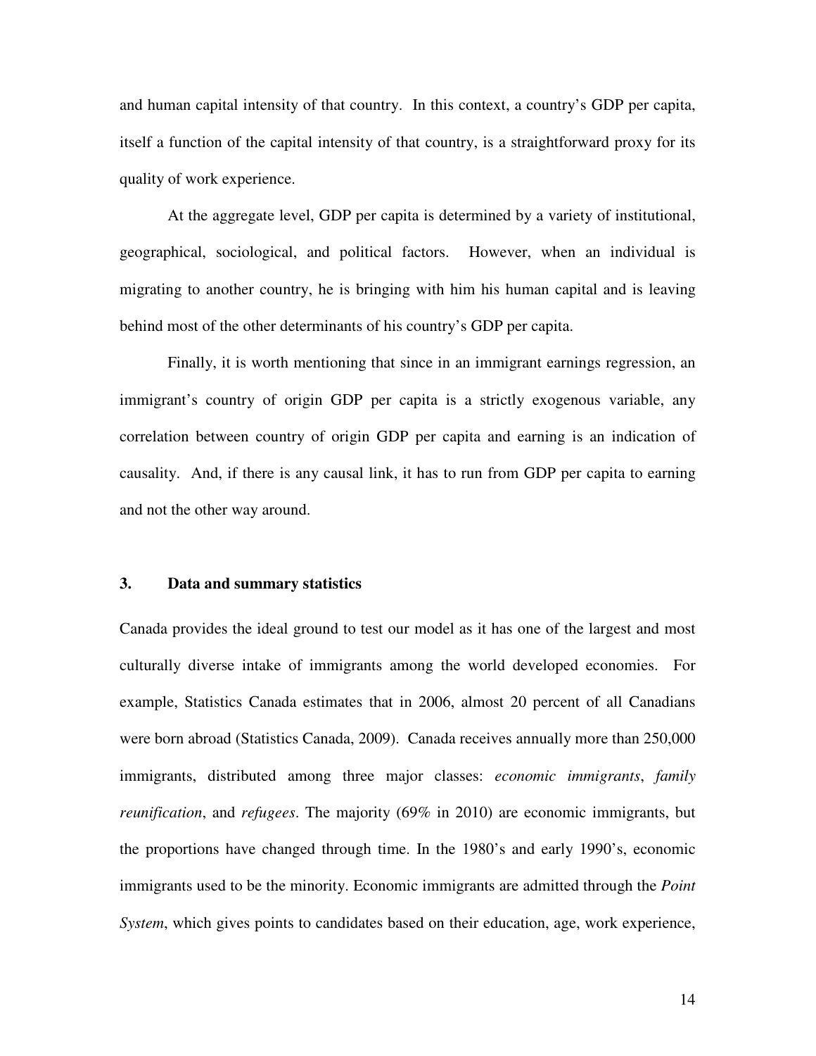and human capital intensity of that country. In this context, a country's GDP per capita, itself a function of the capital intensity of that country, is a straightforward proxy for its quality of work experience.

At the aggregate level, GDP per capita is determined by a variety of institutional, geographical, sociological, and political factors. However, when an individual is migrating to another country, he is bringing with him his human capital and is leaving behind most of the other determinants of his country's GDP per capita.

Finally, it is worth mentioning that since in an immigrant earnings regression, an immigrant's country of origin GDP per capita is a strictly exogenous variable, any correlation between country of origin GDP per capita and earning is an indication of causality. And, if there is any causal link, it has to run from GDP per capita to earning and not the other way around.

## 3. Data and summary statistics

Canada provides the ideal ground to test our model as it has one of the largest and most culturally diverse intake of immigrants among the world developed economies. For example, Statistics Canada estimates that in 2006, almost 20 percent of all Canadians were born abroad (Statistics Canada, 2009). Canada receives annually more than 250,000 immigrants, distributed among three major classes: *economic immigrants*, *family reunification*, and *refugees*. The majority (69% in 2010) are economic immigrants, but the proportions have changed through time. In the 1980's and early 1990's, economic immigrants used to be the minority. Economic immigrants are admitted through the *Point System*, which gives points to candidates based on their education, age, work experience,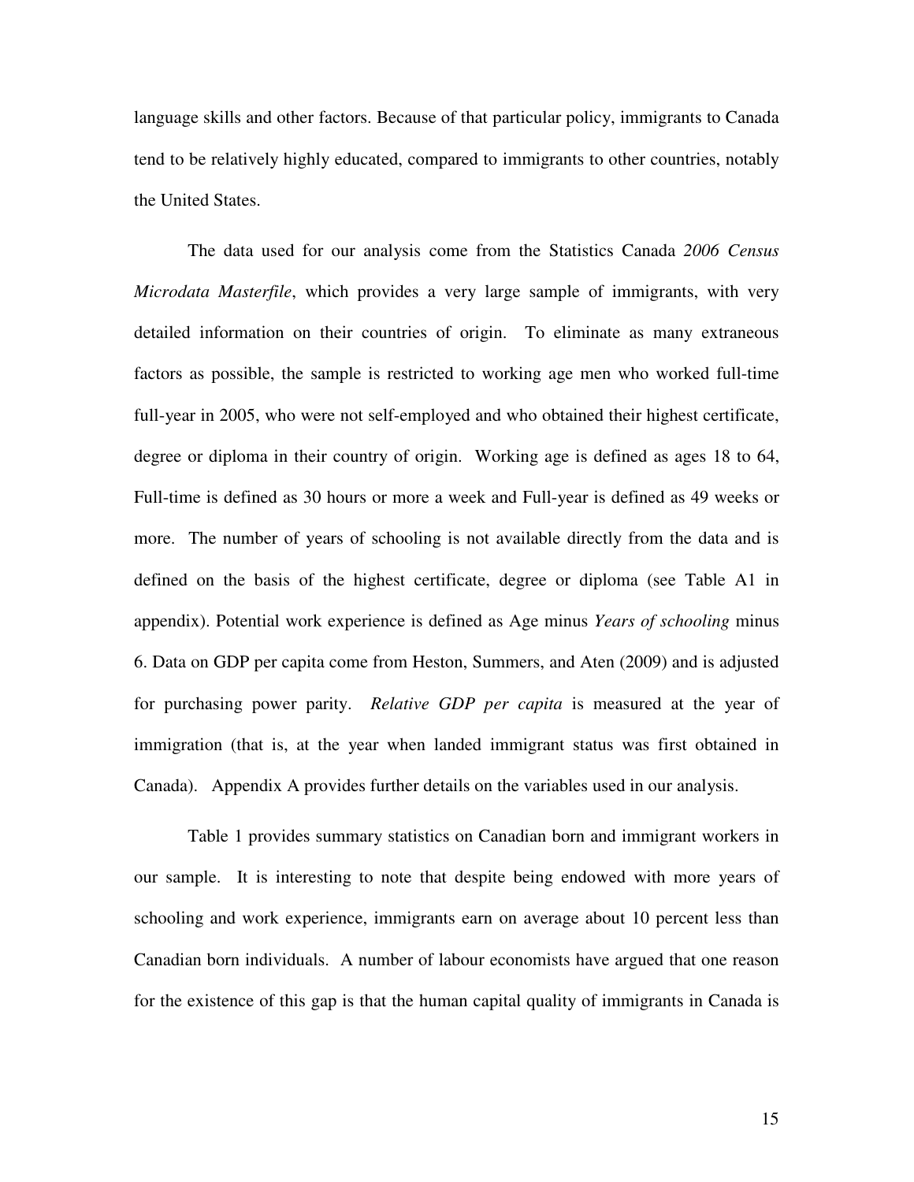language skills and other factors. Because of that particular policy, immigrants to Canada tend to be relatively highly educated, compared to immigrants to other countries, notably the United States.

The data used for our analysis come from the Statistics Canada *2006 Census Microdata Masterfile*, which provides a very large sample of immigrants, with very detailed information on their countries of origin. To eliminate as many extraneous factors as possible, the sample is restricted to working age men who worked full-time full-year in 2005, who were not self-employed and who obtained their highest certificate, degree or diploma in their country of origin. Working age is defined as ages 18 to 64, Full-time is defined as 30 hours or more a week and Full-year is defined as 49 weeks or more. The number of years of schooling is not available directly from the data and is defined on the basis of the highest certificate, degree or diploma (see Table A1 in appendix). Potential work experience is defined as Age minus *Years of schooling* minus 6. Data on GDP per capita come from Heston, Summers, and Aten (2009) and is adjusted for purchasing power parity. *Relative GDP per capita* is measured at the year of immigration (that is, at the year when landed immigrant status was first obtained in Canada). Appendix A provides further details on the variables used in our analysis.

Table 1 provides summary statistics on Canadian born and immigrant workers in our sample. It is interesting to note that despite being endowed with more years of schooling and work experience, immigrants earn on average about 10 percent less than Canadian born individuals. A number of labour economists have argued that one reason for the existence of this gap is that the human capital quality of immigrants in Canada is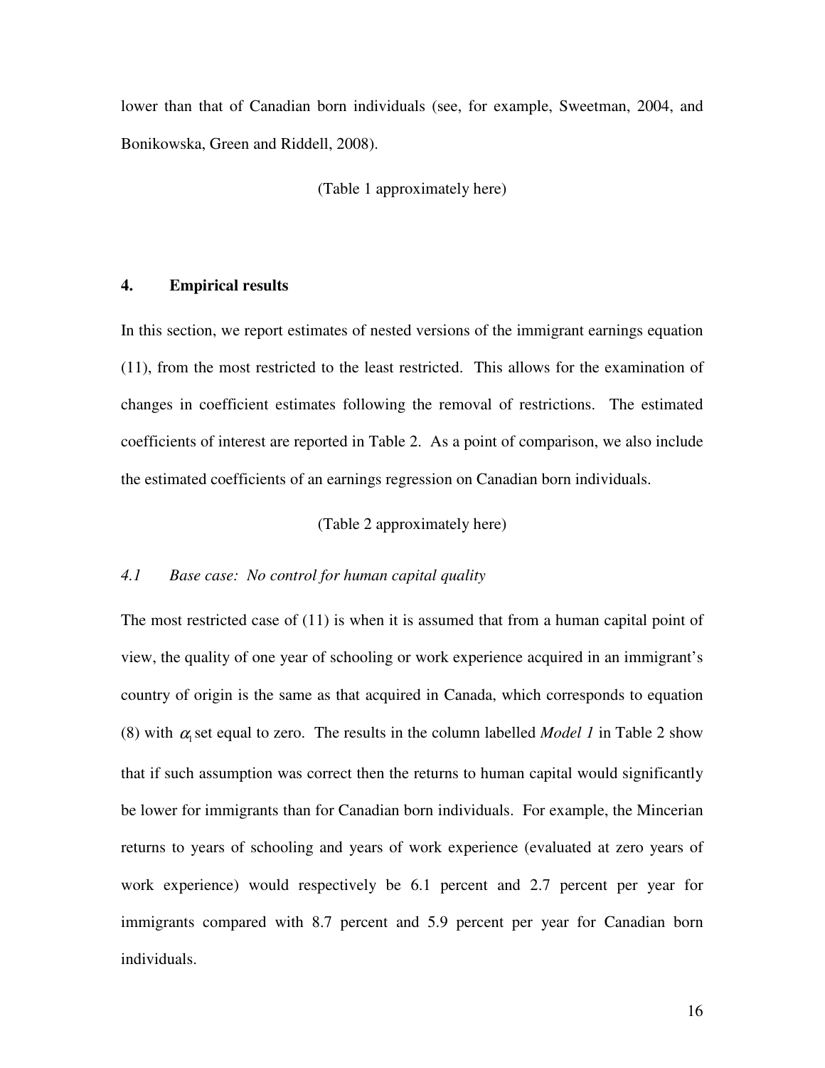lower than that of Canadian born individuals (see, for example, Sweetman, 2004, and Bonikowska, Green and Riddell, 2008).

(Table 1 approximately here)

## 4. Empirical results

In this section, we report estimates of nested versions of the immigrant earnings equation (11), from the most restricted to the least restricted. This allows for the examination of changes in coefficient estimates following the removal of restrictions. The estimated coefficients of interest are reported in Table 2. As a point of comparison, we also include the estimated coefficients of an earnings regression on Canadian born individuals.

(Table 2 approximately here)

### *4.1 Base case: No control for human capital quality*

The most restricted case of (11) is when it is assumed that from a human capital point of view, the quality of one year of schooling or work experience acquired in an immigrant's country of origin is the same as that acquired in Canada, which corresponds to equation (8) with $\alpha_1$ set equal to zero. The results in the column labelled *Model 1* in Table 2 show that if such assumption was correct then the returns to human capital would significantly be lower for immigrants than for Canadian born individuals. For example, the Mincerian returns to years of schooling and years of work experience (evaluated at zero years of work experience) would respectively be 6.1 percent and 2.7 percent per year for immigrants compared with 8.7 percent and 5.9 percent per year for Canadian born individuals.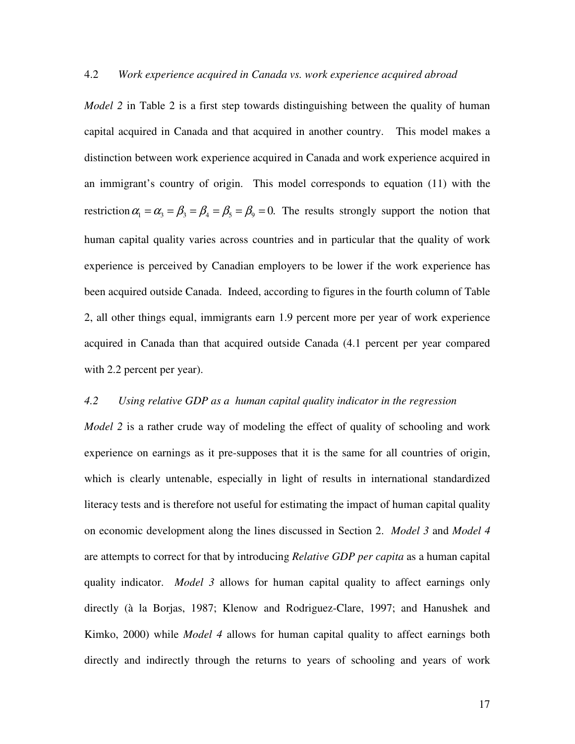### 4.2 *Work experience acquired in Canada vs. work experience acquired abroad*

*Model 2* in Table 2 is a first step towards distinguishing between the quality of human capital acquired in Canada and that acquired in another country. This model makes a distinction between work experience acquired in Canada and work experience acquired in an immigrant's country of origin. This model corresponds to equation (11) with the restriction $\alpha_1 = \alpha_3 = \beta_3 = \beta_4 = \beta_5 = \beta_9 = 0.$ The results strongly support the notion that human capital quality varies across countries and in particular that the quality of work experience is perceived by Canadian employers to be lower if the work experience has been acquired outside Canada. Indeed, according to figures in the fourth column of Table 2, all other things equal, immigrants earn 1.9 percent more per year of work experience acquired in Canada than that acquired outside Canada (4.1 percent per year compared with 2.2 percent per year).

### *4.2 Using relative GDP as a human capital quality indicator in the regression*

*Model 2* is a rather crude way of modeling the effect of quality of schooling and work experience on earnings as it pre-supposes that it is the same for all countries of origin, which is clearly untenable, especially in light of results in international standardized literacy tests and is therefore not useful for estimating the impact of human capital quality on economic development along the lines discussed in Section 2. *Model 3* and *Model 4* are attempts to correct for that by introducing *Relative GDP per capita* as a human capital quality indicator. *Model 3* allows for human capital quality to affect earnings only directly (à la Borjas, 1987; Klenow and Rodriguez-Clare, 1997; and Hanushek and Kimko, 2000) while *Model 4* allows for human capital quality to affect earnings both directly and indirectly through the returns to years of schooling and years of work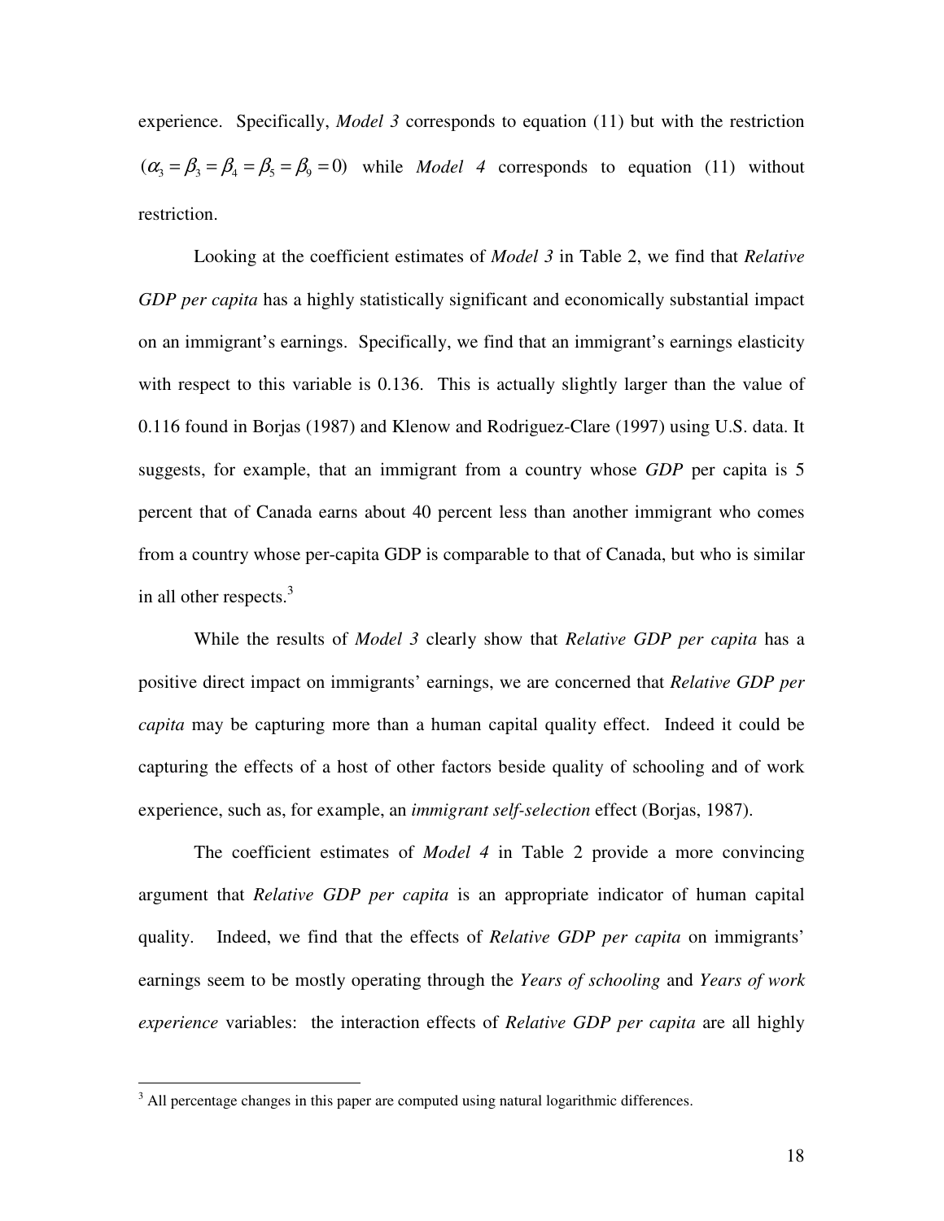experience. Specifically, *Model 3* corresponds to equation (11) but with the restriction $(\alpha_3 = \beta_3 = \beta_4 = \beta_5 = \beta_9 = 0)$ while *Model 4* corresponds to equation (11) without restriction.

Looking at the coefficient estimates of *Model 3* in Table 2, we find that *Relative GDP per capita* has a highly statistically significant and economically substantial impact on an immigrant's earnings. Specifically, we find that an immigrant's earnings elasticity with respect to this variable is 0.136. This is actually slightly larger than the value of 0.116 found in Borjas (1987) and Klenow and Rodriguez-Clare (1997) using U.S. data. It suggests, for example, that an immigrant from a country whose *GDP* per capita is 5 percent that of Canada earns about 40 percent less than another immigrant who comes from a country whose per-capita GDP is comparable to that of Canada, but who is similar in all other respects.[3]

While the results of *Model 3* clearly show that *Relative GDP per capita* has a positive direct impact on immigrants' earnings, we are concerned that *Relative GDP per capita* may be capturing more than a human capital quality effect. Indeed it could be capturing the effects of a host of other factors beside quality of schooling and of work experience, such as, for example, an *immigrant self-selection* effect (Borjas, 1987).

The coefficient estimates of *Model 4* in Table 2 provide a more convincing argument that *Relative GDP per capita* is an appropriate indicator of human capital quality. Indeed, we find that the effects of *Relative GDP per capita* on immigrants' earnings seem to be mostly operating through the *Years of schooling* and *Years of work experience* variables: the interaction effects of *Relative GDP per capita* are all highly

[3] All percentage changes in this paper are computed using natural logarithmic differences.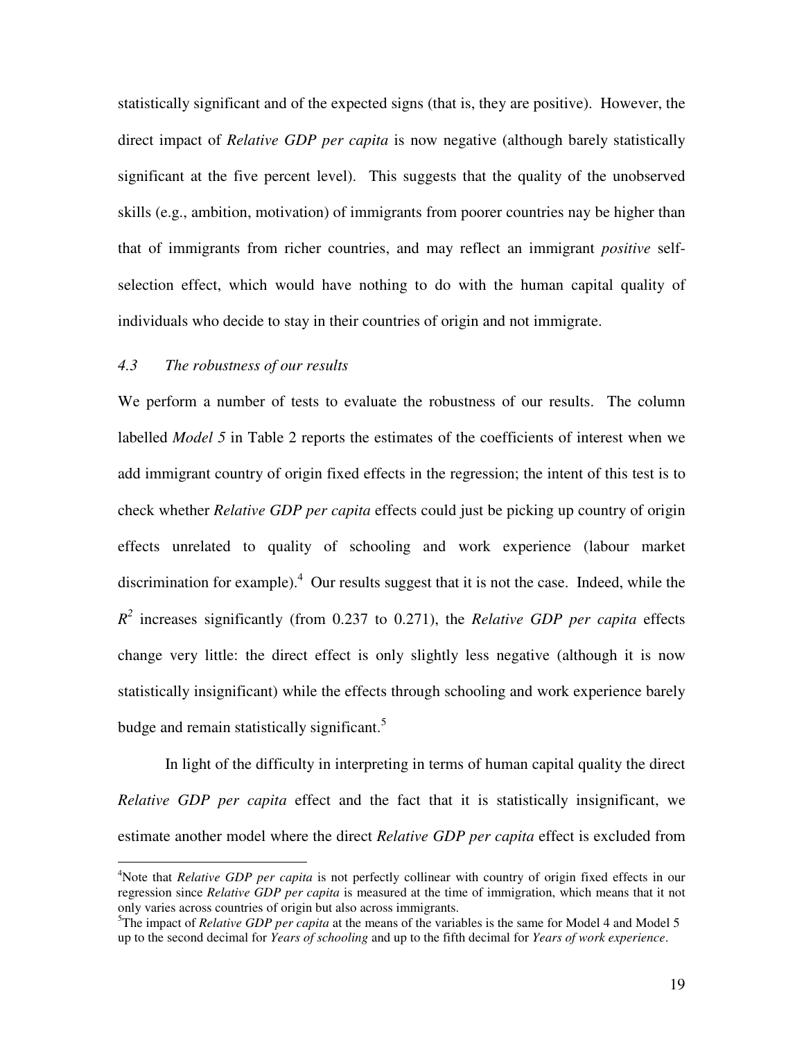statistically significant and of the expected signs (that is, they are positive). However, the direct impact of *Relative GDP per capita* is now negative (although barely statistically significant at the five percent level). This suggests that the quality of the unobserved skills (e.g., ambition, motivation) of immigrants from poorer countries nay be higher than that of immigrants from richer countries, and may reflect an immigrant *positive* self-selection effect, which would have nothing to do with the human capital quality of individuals who decide to stay in their countries of origin and not immigrate.

### *4.3 The robustness of our results*

We perform a number of tests to evaluate the robustness of our results. The column labelled *Model 5* in Table 2 reports the estimates of the coefficients of interest when we add immigrant country of origin fixed effects in the regression; the intent of this test is to check whether *Relative GDP per capita* effects could just be picking up country of origin effects unrelated to quality of schooling and work experience (labour market discrimination for example).[4] Our results suggest that it is not the case. Indeed, while the $R^2$ increases significantly (from 0.237 to 0.271), the *Relative GDP per capita* effects change very little: the direct effect is only slightly less negative (although it is now statistically insignificant) while the effects through schooling and work experience barely budge and remain statistically significant.[5]

In light of the difficulty in interpreting in terms of human capital quality the direct *Relative GDP per capita* effect and the fact that it is statistically insignificant, we estimate another model where the direct *Relative GDP per capita* effect is excluded from

---

[4]Note that *Relative GDP per capita* is not perfectly collinear with country of origin fixed effects in our regression since *Relative GDP per capita* is measured at the time of immigration, which means that it not only varies across countries of origin but also across immigrants.

[5]The impact of *Relative GDP per capita* at the means of the variables is the same for Model 4 and Model 5 up to the second decimal for *Years of schooling* and up to the fifth decimal for *Years of work experience*.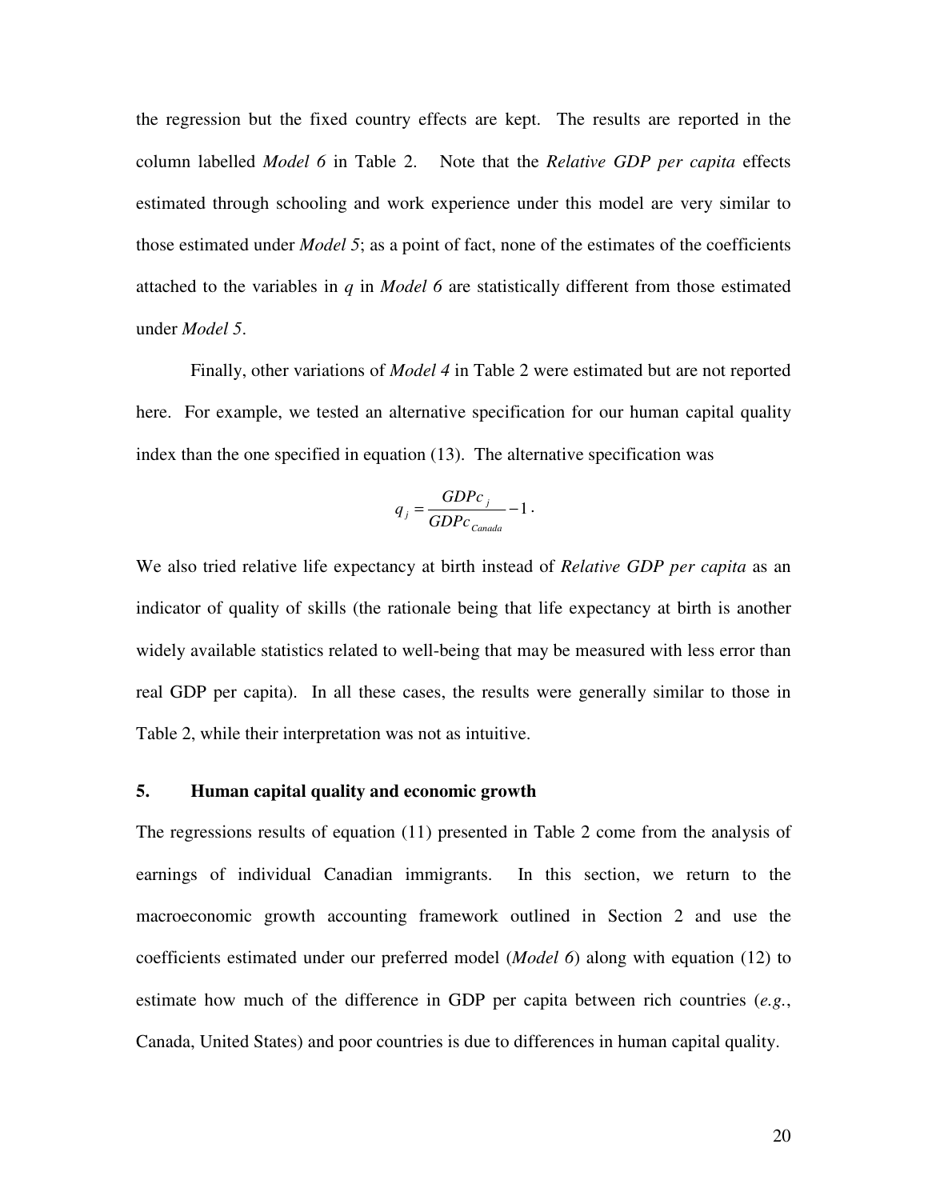the regression but the fixed country effects are kept. The results are reported in the column labelled *Model 6* in Table 2. Note that the *Relative GDP per capita* effects estimated through schooling and work experience under this model are very similar to those estimated under *Model 5*; as a point of fact, none of the estimates of the coefficients attached to the variables in $q$ in *Model 6* are statistically different from those estimated under *Model 5*.

Finally, other variations of *Model 4* in Table 2 were estimated but are not reported here. For example, we tested an alternative specification for our human capital quality index than the one specified in equation (13). The alternative specification was

$$q_j = \frac{GDPc_j}{GDPc_{Canada}} - 1 .$$

We also tried relative life expectancy at birth instead of *Relative GDP per capita* as an indicator of quality of skills (the rationale being that life expectancy at birth is another widely available statistics related to well-being that may be measured with less error than real GDP per capita). In all these cases, the results were generally similar to those in Table 2, while their interpretation was not as intuitive.

## 5. Human capital quality and economic growth

The regressions results of equation (11) presented in Table 2 come from the analysis of earnings of individual Canadian immigrants. In this section, we return to the macroeconomic growth accounting framework outlined in Section 2 and use the coefficients estimated under our preferred model (*Model 6*) along with equation (12) to estimate how much of the difference in GDP per capita between rich countries (*e.g.*, Canada, United States) and poor countries is due to differences in human capital quality.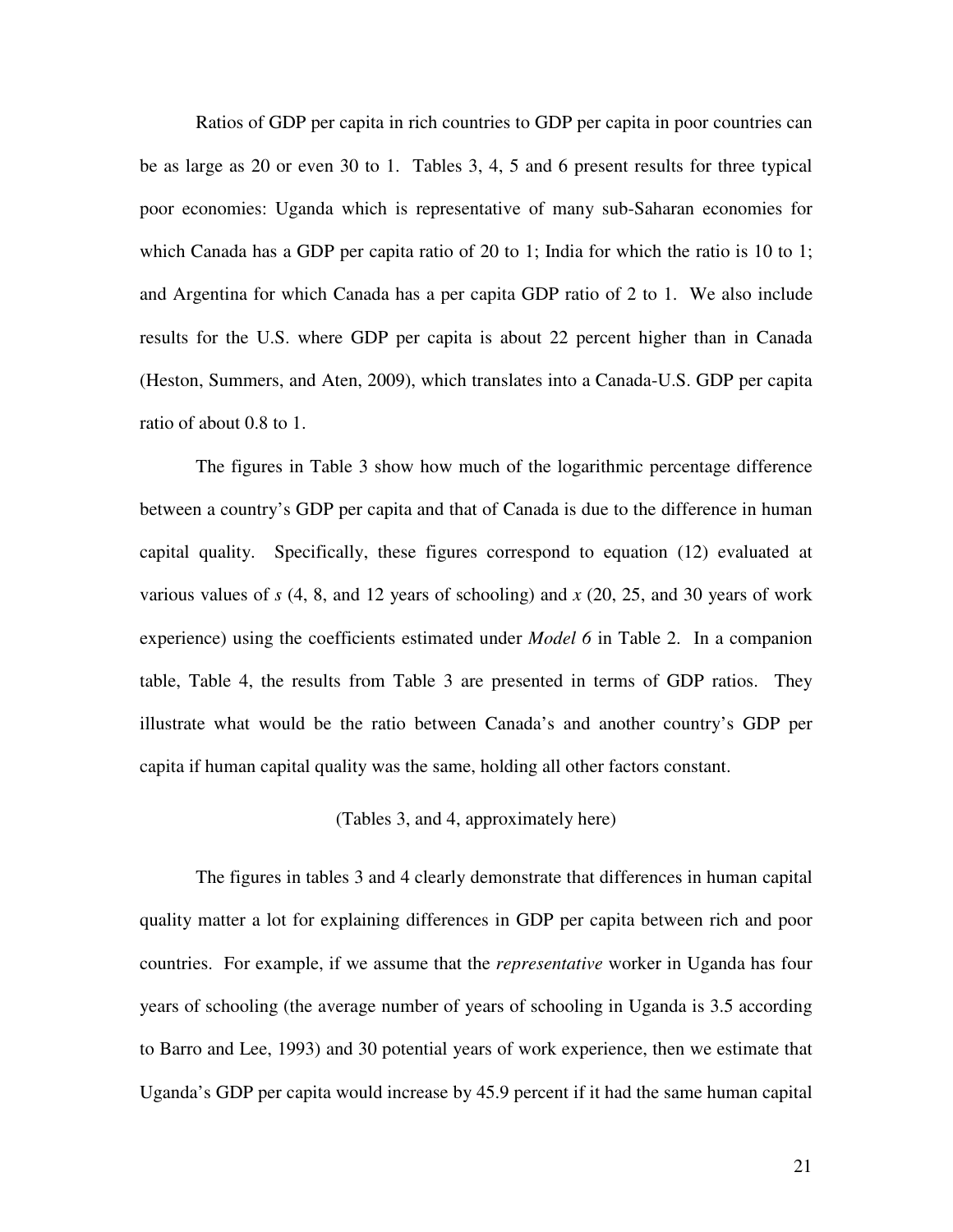Ratios of GDP per capita in rich countries to GDP per capita in poor countries can be as large as 20 or even 30 to 1. Tables 3, 4, 5 and 6 present results for three typical poor economies: Uganda which is representative of many sub-Saharan economies for which Canada has a GDP per capita ratio of 20 to 1; India for which the ratio is 10 to 1; and Argentina for which Canada has a per capita GDP ratio of 2 to 1. We also include results for the U.S. where GDP per capita is about 22 percent higher than in Canada (Heston, Summers, and Aten, 2009), which translates into a Canada-U.S. GDP per capita ratio of about 0.8 to 1.

The figures in Table 3 show how much of the logarithmic percentage difference between a country's GDP per capita and that of Canada is due to the difference in human capital quality. Specifically, these figures correspond to equation (12) evaluated at various values of $s$ (4, 8, and 12 years of schooling) and $x$ (20, 25, and 30 years of work experience) using the coefficients estimated under *Model 6* in Table 2. In a companion table, Table 4, the results from Table 3 are presented in terms of GDP ratios. They illustrate what would be the ratio between Canada's and another country's GDP per capita if human capital quality was the same, holding all other factors constant.

(Tables 3, and 4, approximately here)

The figures in tables 3 and 4 clearly demonstrate that differences in human capital quality matter a lot for explaining differences in GDP per capita between rich and poor countries. For example, if we assume that the *representative* worker in Uganda has four years of schooling (the average number of years of schooling in Uganda is 3.5 according to Barro and Lee, 1993) and 30 potential years of work experience, then we estimate that Uganda's GDP per capita would increase by 45.9 percent if it had the same human capital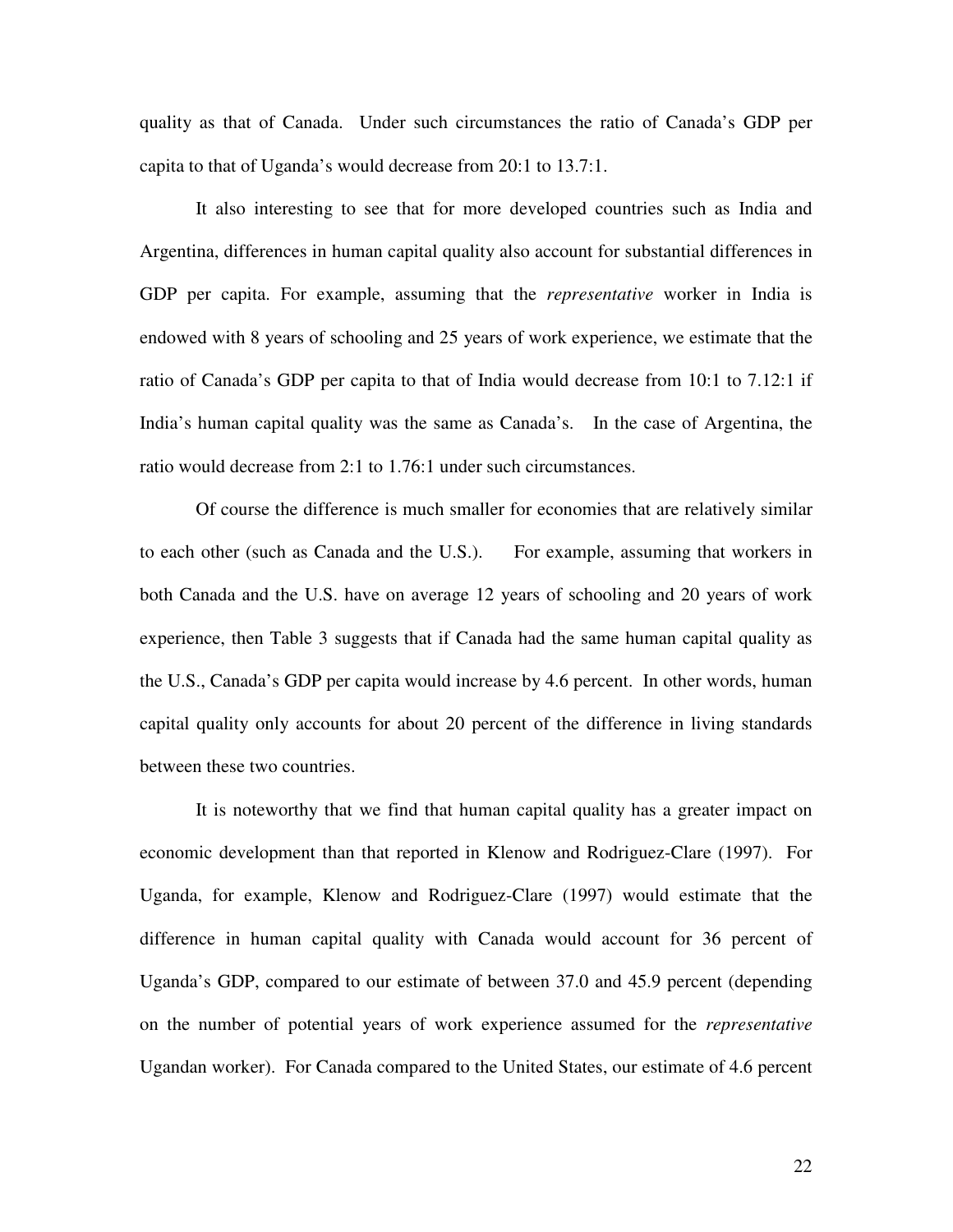quality as that of Canada. Under such circumstances the ratio of Canada's GDP per capita to that of Uganda's would decrease from 20:1 to 13.7:1.

It also interesting to see that for more developed countries such as India and Argentina, differences in human capital quality also account for substantial differences in GDP per capita. For example, assuming that the *representative* worker in India is endowed with 8 years of schooling and 25 years of work experience, we estimate that the ratio of Canada's GDP per capita to that of India would decrease from 10:1 to 7.12:1 if India's human capital quality was the same as Canada's. In the case of Argentina, the ratio would decrease from 2:1 to 1.76:1 under such circumstances.

Of course the difference is much smaller for economies that are relatively similar to each other (such as Canada and the U.S.). For example, assuming that workers in both Canada and the U.S. have on average 12 years of schooling and 20 years of work experience, then Table 3 suggests that if Canada had the same human capital quality as the U.S., Canada's GDP per capita would increase by 4.6 percent. In other words, human capital quality only accounts for about 20 percent of the difference in living standards between these two countries.

It is noteworthy that we find that human capital quality has a greater impact on economic development than that reported in Klenow and Rodriguez-Clare (1997). For Uganda, for example, Klenow and Rodriguez-Clare (1997) would estimate that the difference in human capital quality with Canada would account for 36 percent of Uganda's GDP, compared to our estimate of between 37.0 and 45.9 percent (depending on the number of potential years of work experience assumed for the *representative* Ugandan worker). For Canada compared to the United States, our estimate of 4.6 percent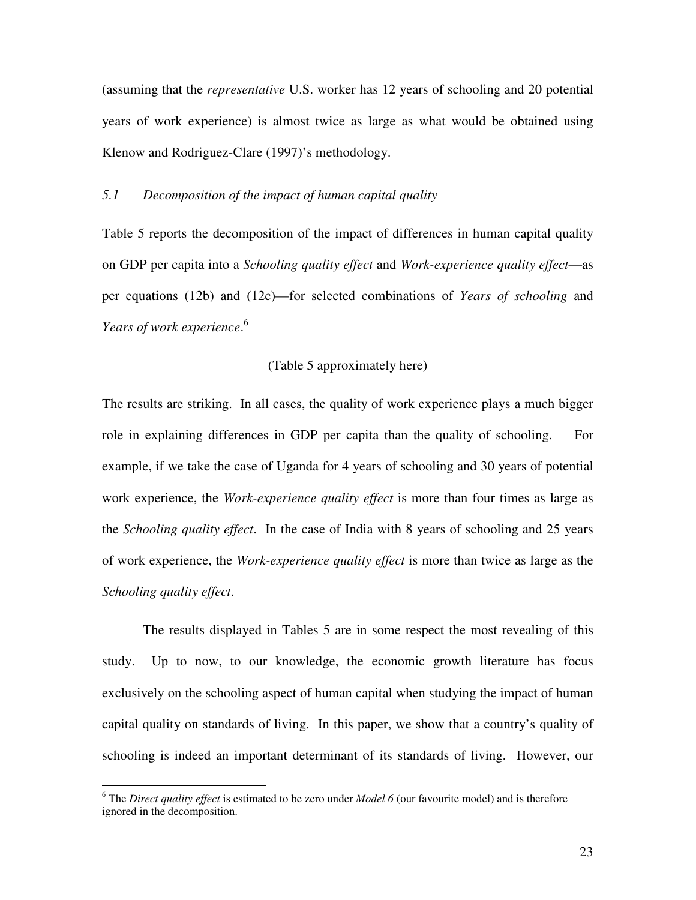(assuming that the *representative* U.S. worker has 12 years of schooling and 20 potential years of work experience) is almost twice as large as what would be obtained using Klenow and Rodriguez-Clare (1997)'s methodology.

### *5.1 Decomposition of the impact of human capital quality*

Table 5 reports the decomposition of the impact of differences in human capital quality on GDP per capita into a *Schooling quality effect* and *Work-experience quality effect*—as per equations (12b) and (12c)—for selected combinations of *Years of schooling* and *Years of work experience*.[6]

(Table 5 approximately here)

The results are striking. In all cases, the quality of work experience plays a much bigger role in explaining differences in GDP per capita than the quality of schooling. For example, if we take the case of Uganda for 4 years of schooling and 30 years of potential work experience, the *Work-experience quality effect* is more than four times as large as the *Schooling quality effect*. In the case of India with 8 years of schooling and 25 years of work experience, the *Work-experience quality effect* is more than twice as large as the *Schooling quality effect*.

The results displayed in Tables 5 are in some respect the most revealing of this study. Up to now, to our knowledge, the economic growth literature has focus exclusively on the schooling aspect of human capital when studying the impact of human capital quality on standards of living. In this paper, we show that a country's quality of schooling is indeed an important determinant of its standards of living. However, our

[6] The *Direct quality effect* is estimated to be zero under *Model 6* (our favourite model) and is therefore ignored in the decomposition.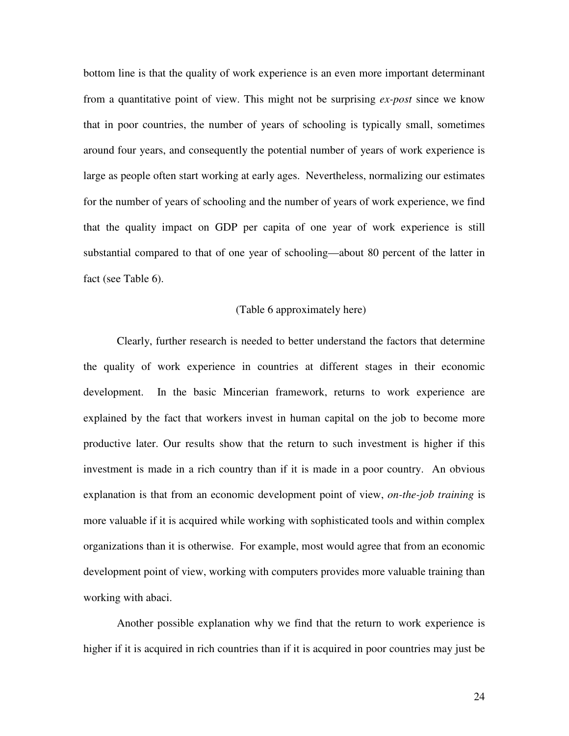bottom line is that the quality of work experience is an even more important determinant from a quantitative point of view. This might not be surprising *ex-post* since we know that in poor countries, the number of years of schooling is typically small, sometimes around four years, and consequently the potential number of years of work experience is large as people often start working at early ages. Nevertheless, normalizing our estimates for the number of years of schooling and the number of years of work experience, we find that the quality impact on GDP per capita of one year of work experience is still substantial compared to that of one year of schooling—about 80 percent of the latter in fact (see Table 6).

(Table 6 approximately here)

Clearly, further research is needed to better understand the factors that determine the quality of work experience in countries at different stages in their economic development. In the basic Mincerian framework, returns to work experience are explained by the fact that workers invest in human capital on the job to become more productive later. Our results show that the return to such investment is higher if this investment is made in a rich country than if it is made in a poor country. An obvious explanation is that from an economic development point of view, *on-the-job training* is more valuable if it is acquired while working with sophisticated tools and within complex organizations than it is otherwise. For example, most would agree that from an economic development point of view, working with computers provides more valuable training than working with abaci.

Another possible explanation why we find that the return to work experience is higher if it is acquired in rich countries than if it is acquired in poor countries may just be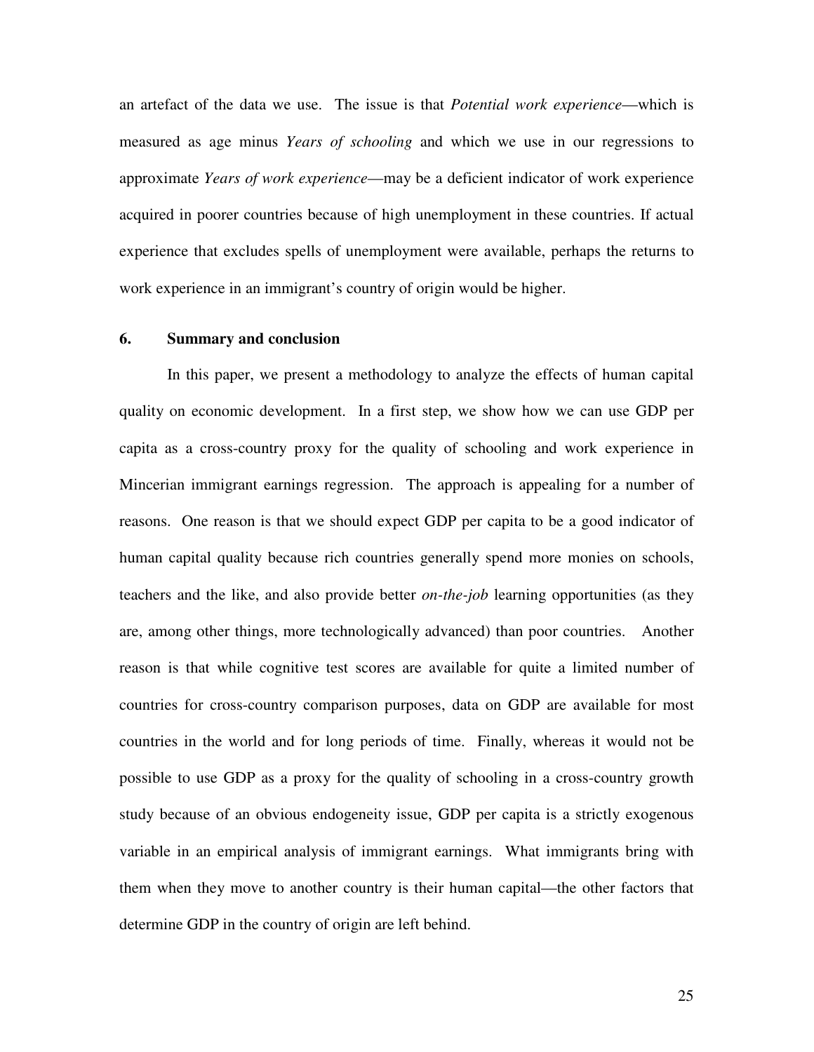an artefact of the data we use. The issue is that *Potential work experience*—which is measured as age minus *Years of schooling* and which we use in our regressions to approximate *Years of work experience*—may be a deficient indicator of work experience acquired in poorer countries because of high unemployment in these countries. If actual experience that excludes spells of unemployment were available, perhaps the returns to work experience in an immigrant's country of origin would be higher.

## 6. Summary and conclusion

In this paper, we present a methodology to analyze the effects of human capital quality on economic development. In a first step, we show how we can use GDP per capita as a cross-country proxy for the quality of schooling and work experience in Mincerian immigrant earnings regression. The approach is appealing for a number of reasons. One reason is that we should expect GDP per capita to be a good indicator of human capital quality because rich countries generally spend more monies on schools, teachers and the like, and also provide better *on-the-job* learning opportunities (as they are, among other things, more technologically advanced) than poor countries. Another reason is that while cognitive test scores are available for quite a limited number of countries for cross-country comparison purposes, data on GDP are available for most countries in the world and for long periods of time. Finally, whereas it would not be possible to use GDP as a proxy for the quality of schooling in a cross-country growth study because of an obvious endogeneity issue, GDP per capita is a strictly exogenous variable in an empirical analysis of immigrant earnings. What immigrants bring with them when they move to another country is their human capital—the other factors that determine GDP in the country of origin are left behind.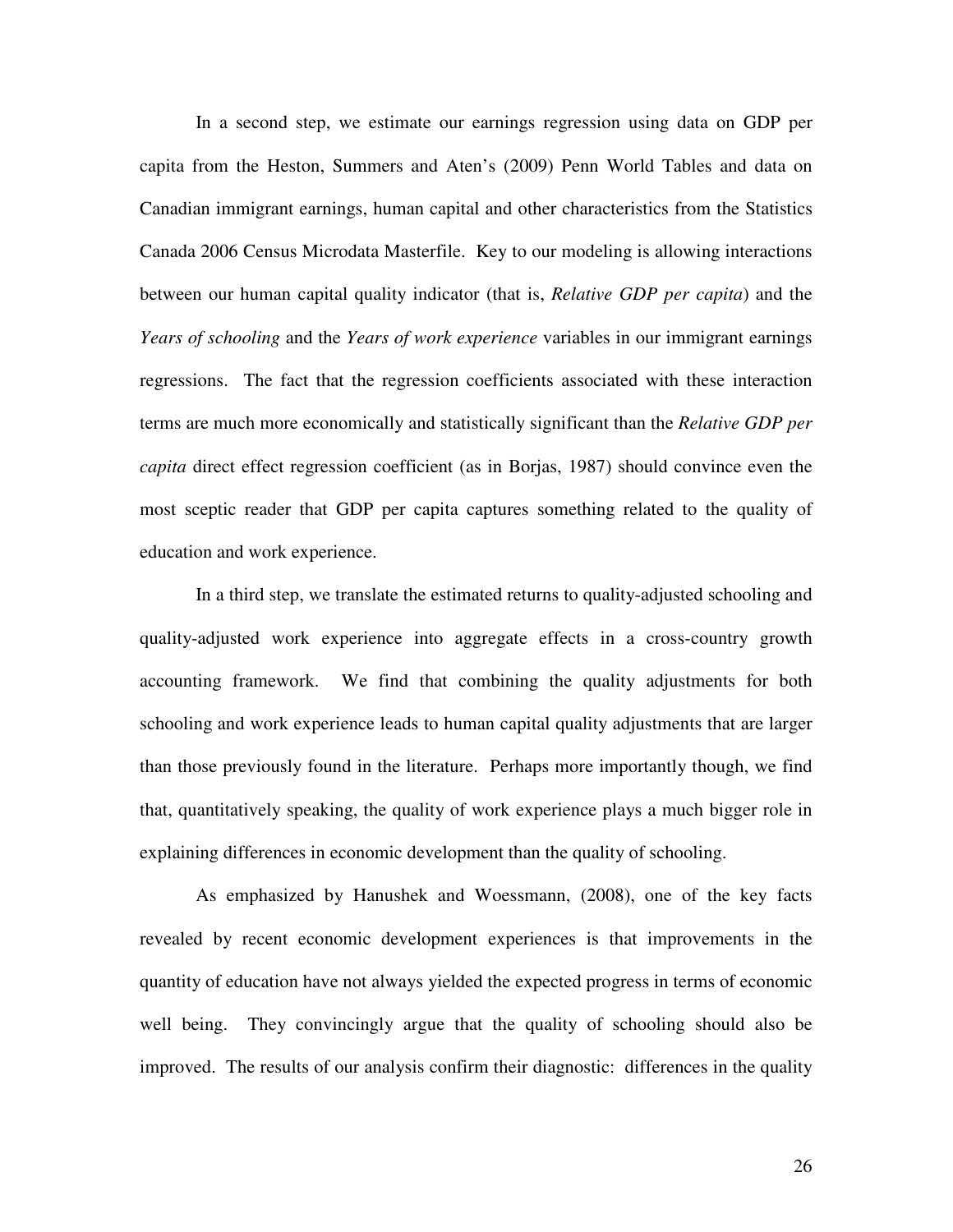In a second step, we estimate our earnings regression using data on GDP per capita from the Heston, Summers and Aten's (2009) Penn World Tables and data on Canadian immigrant earnings, human capital and other characteristics from the Statistics Canada 2006 Census Microdata Masterfile. Key to our modeling is allowing interactions between our human capital quality indicator (that is, *Relative GDP per capita*) and the *Years of schooling* and the *Years of work experience* variables in our immigrant earnings regressions. The fact that the regression coefficients associated with these interaction terms are much more economically and statistically significant than the *Relative GDP per capita* direct effect regression coefficient (as in Borjas, 1987) should convince even the most sceptic reader that GDP per capita captures something related to the quality of education and work experience.

In a third step, we translate the estimated returns to quality-adjusted schooling and quality-adjusted work experience into aggregate effects in a cross-country growth accounting framework. We find that combining the quality adjustments for both schooling and work experience leads to human capital quality adjustments that are larger than those previously found in the literature. Perhaps more importantly though, we find that, quantitatively speaking, the quality of work experience plays a much bigger role in explaining differences in economic development than the quality of schooling.

As emphasized by Hanushek and Woessmann, (2008), one of the key facts revealed by recent economic development experiences is that improvements in the quantity of education have not always yielded the expected progress in terms of economic well being. They convincingly argue that the quality of schooling should also be improved. The results of our analysis confirm their diagnostic: differences in the quality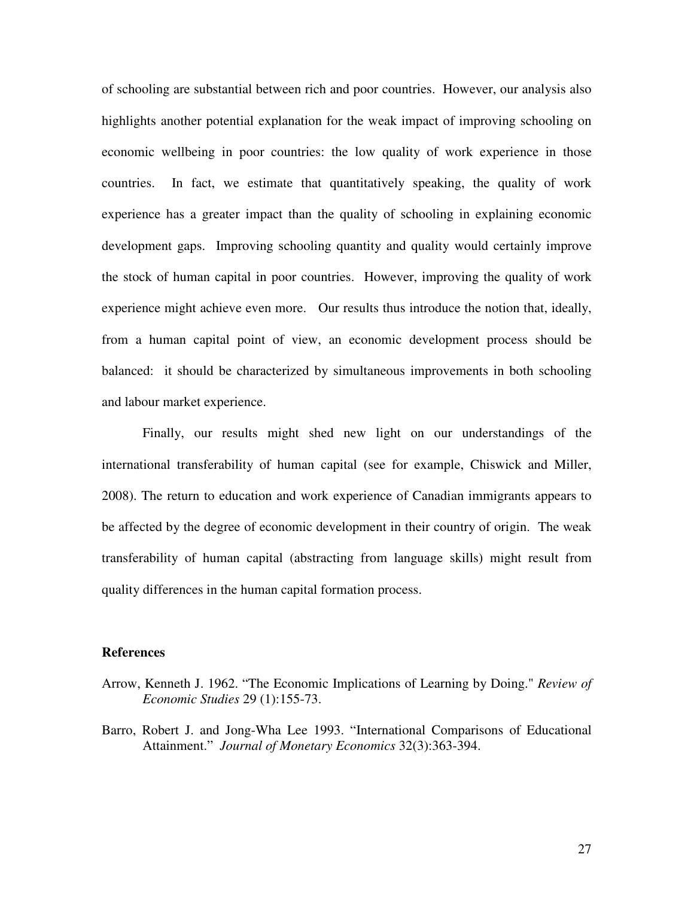of schooling are substantial between rich and poor countries. However, our analysis also highlights another potential explanation for the weak impact of improving schooling on economic wellbeing in poor countries: the low quality of work experience in those countries. In fact, we estimate that quantitatively speaking, the quality of work experience has a greater impact than the quality of schooling in explaining economic development gaps. Improving schooling quantity and quality would certainly improve the stock of human capital in poor countries. However, improving the quality of work experience might achieve even more. Our results thus introduce the notion that, ideally, from a human capital point of view, an economic development process should be balanced: it should be characterized by simultaneous improvements in both schooling and labour market experience.

Finally, our results might shed new light on our understandings of the international transferability of human capital (see for example, Chiswick and Miller, 2008). The return to education and work experience of Canadian immigrants appears to be affected by the degree of economic development in their country of origin. The weak transferability of human capital (abstracting from language skills) might result from quality differences in the human capital formation process.

**References**

Arrow, Kenneth J. 1962. "The Economic Implications of Learning by Doing." *Review of Economic Studies* 29 (1):155-73.

Barro, Robert J. and Jong-Wha Lee 1993. "International Comparisons of Educational Attainment." *Journal of Monetary Economics* 32(3):363-394.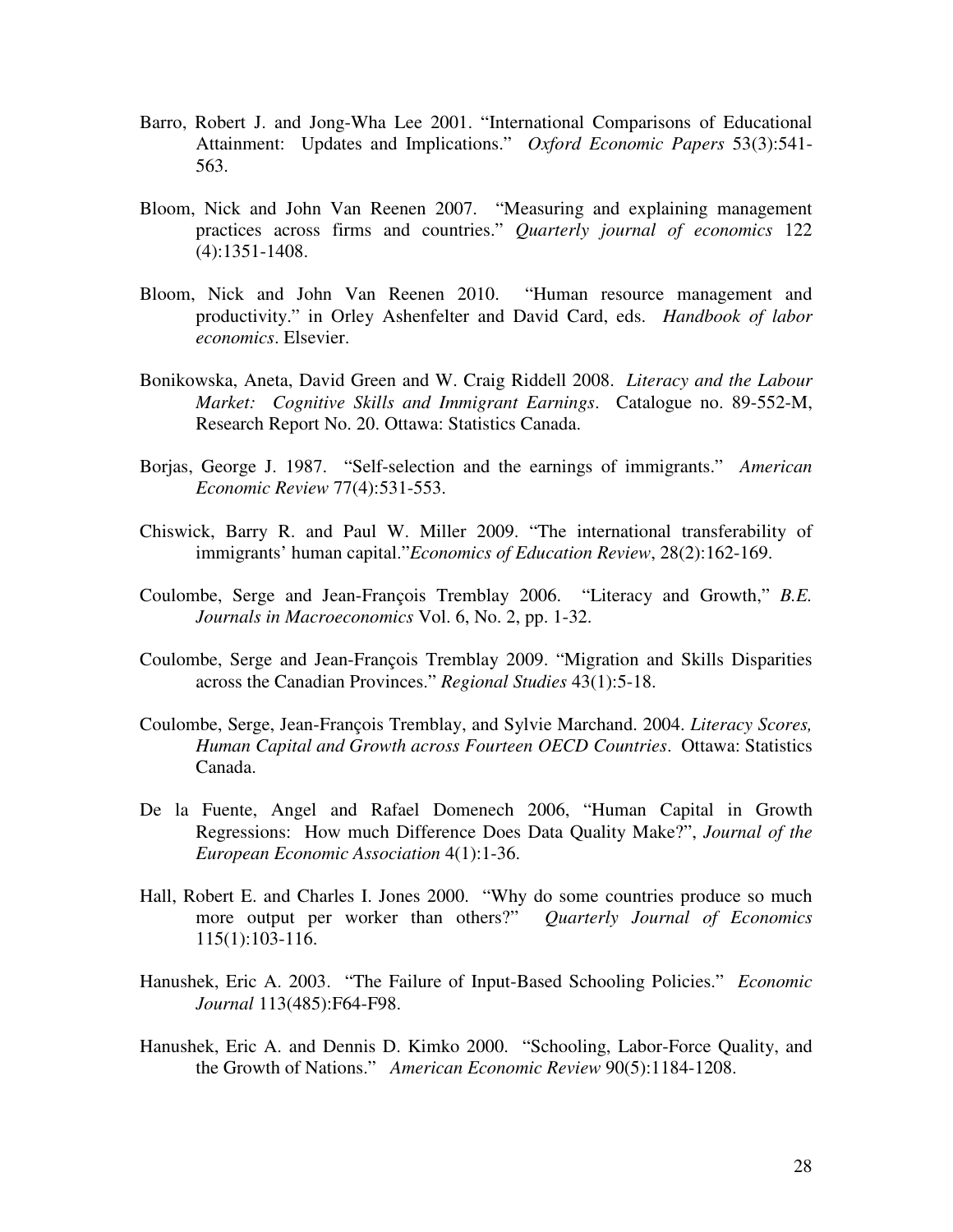Barro, Robert J. and Jong-Wha Lee 2001. "International Comparisons of Educational Attainment: Updates and Implications." *Oxford Economic Papers* 53(3):541-563.

Bloom, Nick and John Van Reenen 2007. "Measuring and explaining management practices across firms and countries." *Quarterly journal of economics* 122 (4):1351-1408.

Bloom, Nick and John Van Reenen 2010. "Human resource management and productivity." in Orley Ashenfelter and David Card, eds. *Handbook of labor economics*. Elsevier.

Bonikowska, Aneta, David Green and W. Craig Riddell 2008. *Literacy and the Labour Market: Cognitive Skills and Immigrant Earnings*. Catalogue no. 89-552-M, Research Report No. 20. Ottawa: Statistics Canada.

Borjas, George J. 1987. "Self-selection and the earnings of immigrants." *American Economic Review* 77(4):531-553.

Chiswick, Barry R. and Paul W. Miller 2009. "The international transferability of immigrants' human capital."*Economics of Education Review*, 28(2):162-169.

Coulombe, Serge and Jean-François Tremblay 2006. "Literacy and Growth," *B.E. Journals in Macroeconomics* Vol. 6, No. 2, pp. 1-32.

Coulombe, Serge and Jean-François Tremblay 2009. "Migration and Skills Disparities across the Canadian Provinces." *Regional Studies* 43(1):5-18.

Coulombe, Serge, Jean-François Tremblay, and Sylvie Marchand. 2004. *Literacy Scores, Human Capital and Growth across Fourteen OECD Countries*. Ottawa: Statistics Canada.

De la Fuente, Angel and Rafael Domenech 2006, "Human Capital in Growth Regressions: How much Difference Does Data Quality Make?", *Journal of the European Economic Association* 4(1):1-36.

Hall, Robert E. and Charles I. Jones 2000. "Why do some countries produce so much more output per worker than others?" *Quarterly Journal of Economics* 115(1):103-116.

Hanushek, Eric A. 2003. "The Failure of Input-Based Schooling Policies." *Economic Journal* 113(485):F64-F98.

Hanushek, Eric A. and Dennis D. Kimko 2000. "Schooling, Labor-Force Quality, and the Growth of Nations." *American Economic Review* 90(5):1184-1208.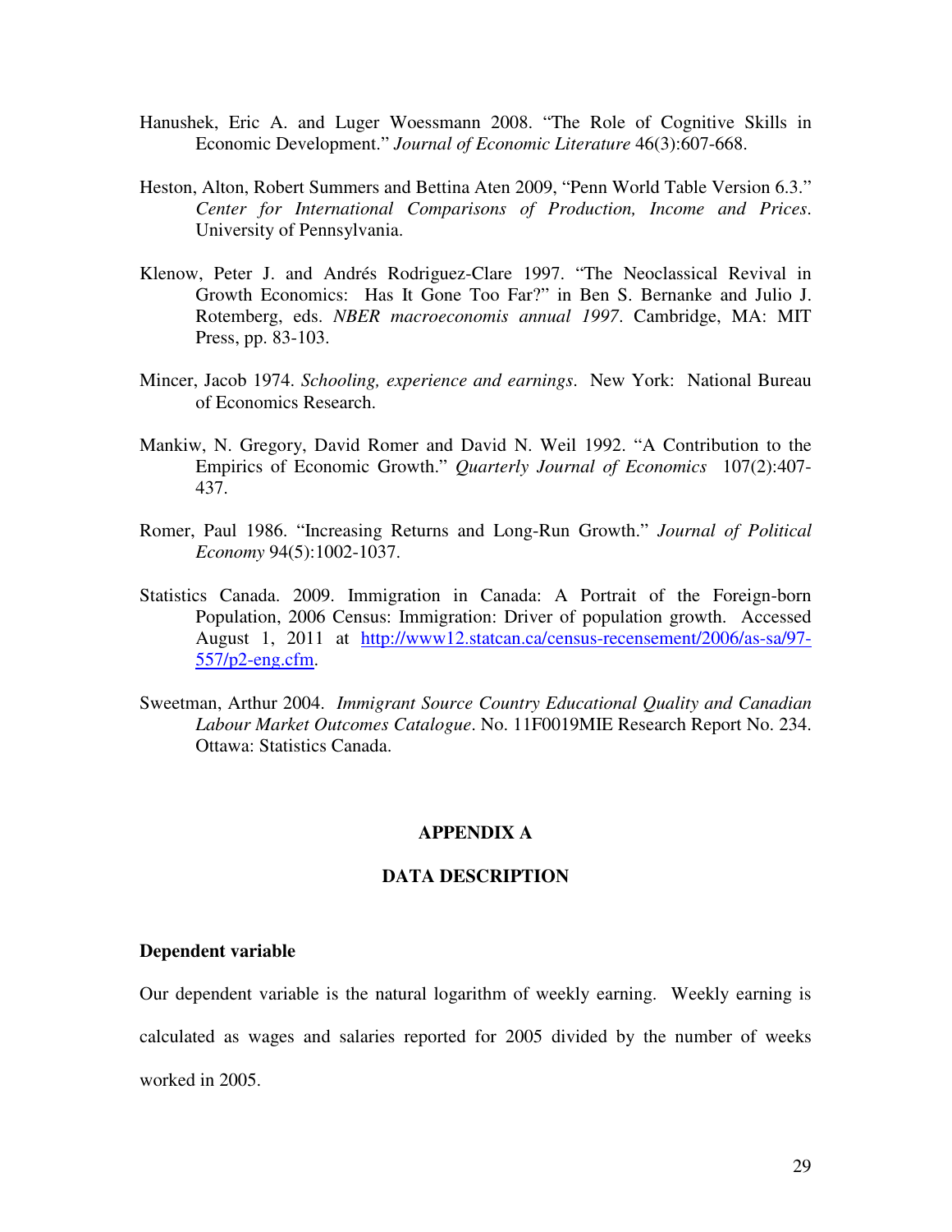Hanushek, Eric A. and Luger Woessmann 2008. "The Role of Cognitive Skills in Economic Development." *Journal of Economic Literature* 46(3):607-668.

Heston, Alton, Robert Summers and Bettina Aten 2009, "Penn World Table Version 6.3." *Center for International Comparisons of Production, Income and Prices*. University of Pennsylvania.

Klenow, Peter J. and Andrés Rodriguez-Clare 1997. "The Neoclassical Revival in Growth Economics: Has It Gone Too Far?" in Ben S. Bernanke and Julio J. Rotemberg, eds. *NBER macroeconomis annual 1997*. Cambridge, MA: MIT Press, pp. 83-103.

Mincer, Jacob 1974. *Schooling, experience and earnings*. New York: National Bureau of Economics Research.

Mankiw, N. Gregory, David Romer and David N. Weil 1992. "A Contribution to the Empirics of Economic Growth." *Quarterly Journal of Economics* 107(2):407-437.

Romer, Paul 1986. "Increasing Returns and Long-Run Growth." *Journal of Political Economy* 94(5):1002-1037.

Statistics Canada. 2009. Immigration in Canada: A Portrait of the Foreign-born Population, 2006 Census: Immigration: Driver of population growth. Accessed August 1, 2011 at http://www12.statcan.ca/census-recensement/2006/as-sa/97-557/p2-eng.cfm.

Sweetman, Arthur 2004. *Immigrant Source Country Educational Quality and Canadian Labour Market Outcomes Catalogue*. No. 11F0019MIE Research Report No. 234. Ottawa: Statistics Canada.

## APPENDIX A

## DATA DESCRIPTION

**Dependent variable**

Our dependent variable is the natural logarithm of weekly earning. Weekly earning is calculated as wages and salaries reported for 2005 divided by the number of weeks worked in 2005.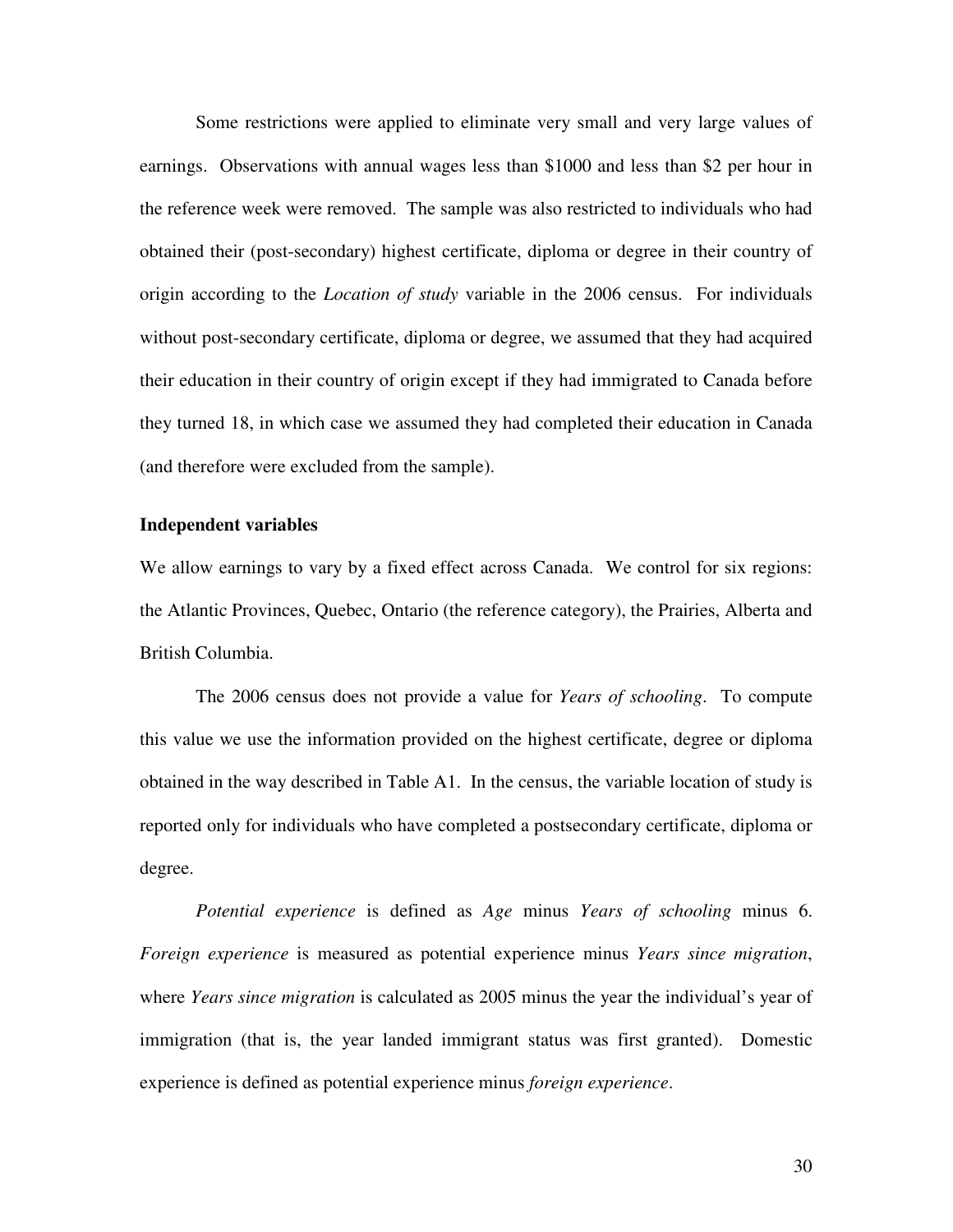Some restrictions were applied to eliminate very small and very large values of earnings. Observations with annual wages less than $1000 and less than $2 per hour in the reference week were removed. The sample was also restricted to individuals who had obtained their (post-secondary) highest certificate, diploma or degree in their country of origin according to the *Location of study* variable in the 2006 census. For individuals without post-secondary certificate, diploma or degree, we assumed that they had acquired their education in their country of origin except if they had immigrated to Canada before they turned 18, in which case we assumed they had completed their education in Canada (and therefore were excluded from the sample).

**Independent variables**

We allow earnings to vary by a fixed effect across Canada. We control for six regions: the Atlantic Provinces, Quebec, Ontario (the reference category), the Prairies, Alberta and British Columbia.

The 2006 census does not provide a value for *Years of schooling*. To compute this value we use the information provided on the highest certificate, degree or diploma obtained in the way described in Table A1. In the census, the variable location of study is reported only for individuals who have completed a postsecondary certificate, diploma or degree.

*Potential experience* is defined as *Age* minus *Years of schooling* minus 6. *Foreign experience* is measured as potential experience minus *Years since migration*, where *Years since migration* is calculated as 2005 minus the year the individual's year of immigration (that is, the year landed immigrant status was first granted). Domestic experience is defined as potential experience minus *foreign experience*.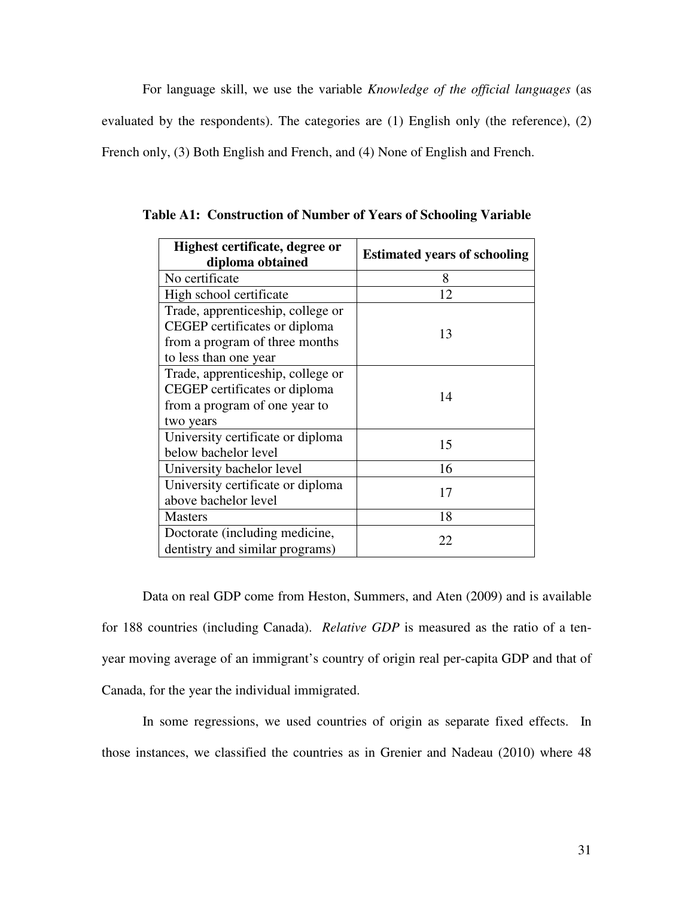For language skill, we use the variable *Knowledge of the official languages* (as evaluated by the respondents). The categories are (1) English only (the reference), (2) French only, (3) Both English and French, and (4) None of English and French.

**Table A1: Construction of Number of Years of Schooling Variable**

| Highest certificate, degree or diploma obtained | Estimated years of schooling |
|---|---|
| No certificate | 8 |
| High school certificate | 12 |
| Trade, apprenticeship, college or CEGEP certificates or diploma from a program of three months to less than one year | 13 |
| Trade, apprenticeship, college or CEGEP certificates or diploma from a program of one year to two years | 14 |
| University certificate or diploma below bachelor level | 15 |
| University bachelor level | 16 |
| University certificate or diploma above bachelor level | 17 |
| Masters | 18 |
| Doctorate (including medicine, dentistry and similar programs) | 22 |

Data on real GDP come from Heston, Summers, and Aten (2009) and is available for 188 countries (including Canada). *Relative GDP* is measured as the ratio of a ten-year moving average of an immigrant's country of origin real per-capita GDP and that of Canada, for the year the individual immigrated.

In some regressions, we used countries of origin as separate fixed effects. In those instances, we classified the countries as in Grenier and Nadeau (2010) where 48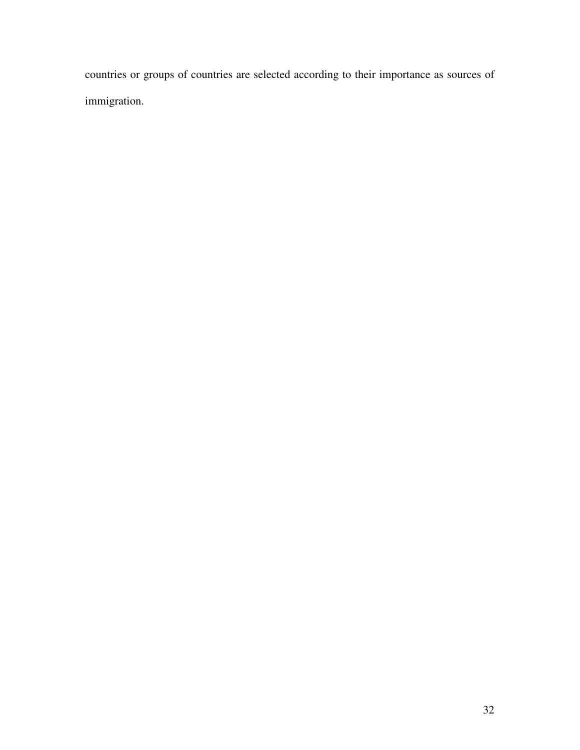countries or groups of countries are selected according to their importance as sources of immigration.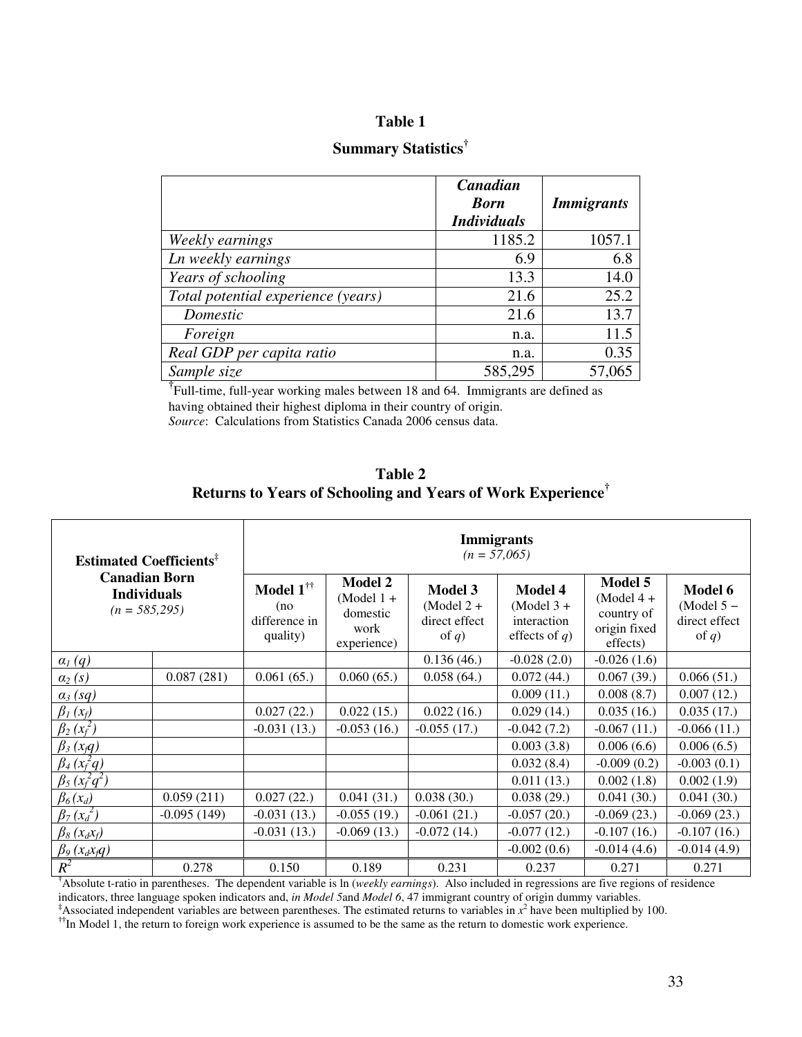**Table 1**

**Summary Statistics**[†]

| | ***Canadian Born Individuals*** | ***Immigrants*** |
|---|---|---|
| *Weekly earnings* | 1185.2 | 1057.1 |
| *Ln weekly earnings* | 6.9 | 6.8 |
| *Years of schooling* | 13.3 | 14.0 |
| *Total potential experience (years)* | 21.6 | 25.2 |
| *Domestic* | 21.6 | 13.7 |
| *Foreign* | n.a. | 11.5 |
| *Real GDP per capita ratio* | n.a. | 0.35 |
| *Sample size* | 585,295 | 57,065 |

[†]Full-time, full-year working males between 18 and 64. Immigrants are defined as having obtained their highest diploma in their country of origin.
*Source*: Calculations from Statistics Canada 2006 census data.

**Table 2**
**Returns to Years of Schooling and Years of Work Experience**[†]

| **Estimated Coefficients**[‡] | **Canadian Born Individuals** *(n = 585,295)* | **Immigrants** *(n = 57,065)* **Model 1**[††] (no difference in quality) | **Model 2** (Model 1 + domestic work experience) | **Model 3** (Model 2 + direct effect of $q$) | **Model 4** (Model 3 + interaction effects of $q$) | **Model 5** (Model 4 + country of origin fixed effects) | **Model 6** (Model 5 − direct effect of $q$) |
|---|---|---|---|---|---|---|---|
| $\alpha_1\,(q)$ | | | | 0.136 (46.) | -0.028 (2.0) | -0.026 (1.6) | |
| $\alpha_2\,(s)$ | 0.087 (281) | 0.061 (65.) | 0.060 (65.) | 0.058 (64.) | 0.072 (44.) | 0.067 (39.) | 0.066 (51.) |
| $\alpha_3\,(sq)$ | | | | | 0.009 (11.) | 0.008 (8.7) | 0.007 (12.) |
| $\beta_1\,(x_f)$ | | 0.027 (22.) | 0.022 (15.) | 0.022 (16.) | 0.029 (14.) | 0.035 (16.) | 0.035 (17.) |
| $\beta_2\,(x_f^2)$ | | -0.031 (13.) | -0.053 (16.) | -0.055 (17.) | -0.042 (7.2) | -0.067 (11.) | -0.066 (11.) |
| $\beta_3\,(x_f q)$ | | | | | 0.003 (3.8) | 0.006 (6.6) | 0.006 (6.5) |
| $\beta_4\,(x_f^2 q)$ | | | | | 0.032 (8.4) | -0.009 (0.2) | -0.003 (0.1) |
| $\beta_5\,(x_f^2 q^2)$ | | | | | 0.011 (13.) | 0.002 (1.8) | 0.002 (1.9) |
| $\beta_6\,(x_d)$ | 0.059 (211) | 0.027 (22.) | 0.041 (31.) | 0.038 (30.) | 0.038 (29.) | 0.041 (30.) | 0.041 (30.) |
| $\beta_7\,(x_d^2)$ | -0.095 (149) | -0.031 (13.) | -0.055 (19.) | -0.061 (21.) | -0.057 (20.) | -0.069 (23.) | -0.069 (23.) |
| $\beta_8\,(x_d x_f)$ | | -0.031 (13.) | -0.069 (13.) | -0.072 (14.) | -0.077 (12.) | -0.107 (16.) | -0.107 (16.) |
| $\beta_9\,(x_d x_f q)$ | | | | | -0.002 (0.6) | -0.014 (4.6) | -0.014 (4.9) |
| $R^2$ | 0.278 | 0.150 | 0.189 | 0.231 | 0.237 | 0.271 | 0.271 |

[†]Absolute t-ratio in parentheses. The dependent variable is ln (*weekly earnings*). Also included in regressions are five regions of residence indicators, three language spoken indicators and, *in Model 5*and *Model 6*, 47 immigrant country of origin dummy variables.
[‡]Associated independent variables are between parentheses. The estimated returns to variables in $x^2$ have been multiplied by 100.
[††]In Model 1, the return to foreign work experience is assumed to be the same as the return to domestic work experience.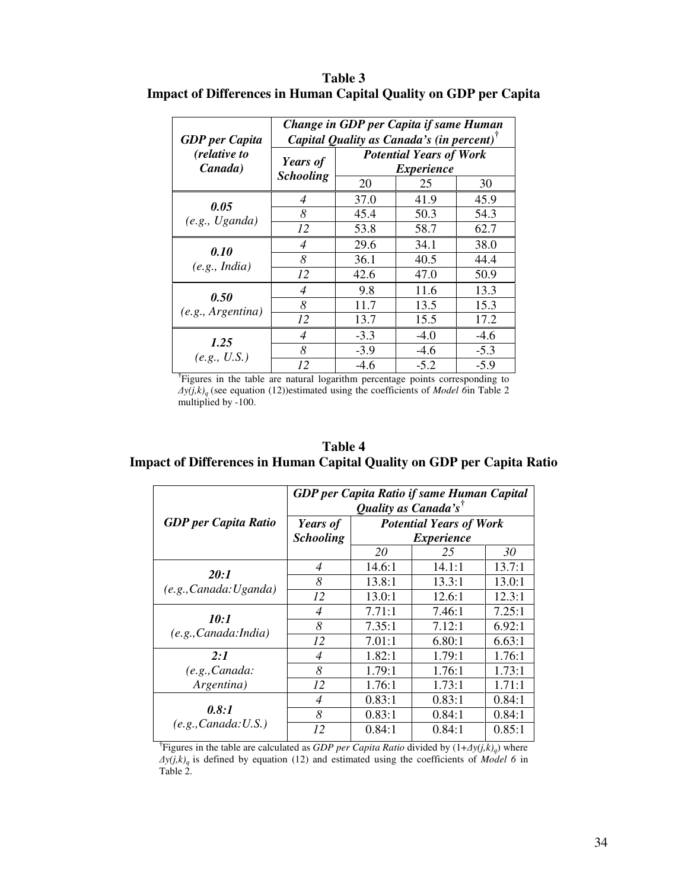**Table 3**
**Impact of Differences in Human Capital Quality on GDP per Capita**

| ***GDP per Capita (relative to Canada)*** | ***Change in GDP per Capita if same Human Capital Quality as Canada's (in percent)***[†] | | | |
|---|---|---|---|---|
| | ***Years of Schooling*** | ***Potential Years of Work Experience*** | | |
| | | 20 | 25 | 30 |
| ***0.05*** *(e.g., Uganda)* | *4* | 37.0 | 41.9 | 45.9 |
| | *8* | 45.4 | 50.3 | 54.3 |
| | *12* | 53.8 | 58.7 | 62.7 |
| ***0.10*** *(e.g., India)* | *4* | 29.6 | 34.1 | 38.0 |
| | *8* | 36.1 | 40.5 | 44.4 |
| | *12* | 42.6 | 47.0 | 50.9 |
| ***0.50*** *(e.g., Argentina)* | *4* | 9.8 | 11.6 | 13.3 |
| | *8* | 11.7 | 13.5 | 15.3 |
| | *12* | 13.7 | 15.5 | 17.2 |
| ***1.25*** *(e.g., U.S.)* | *4* | -3.3 | -4.0 | -4.6 |
| | *8* | -3.9 | -4.6 | -5.3 |
| | *12* | -4.6 | -5.2 | -5.9 |

[†]Figures in the table are natural logarithm percentage points corresponding to $\Delta y(j,k)_q$ (see equation (12))estimated using the coefficients of *Model 6*in Table 2 multiplied by -100.

**Table 4**
**Impact of Differences in Human Capital Quality on GDP per Capita Ratio**

| ***GDP per Capita Ratio*** | ***GDP per Capita Ratio if same Human Capital Quality as Canada's***[†] | | | |
|---|---|---|---|---|
| | ***Years of Schooling*** | ***Potential Years of Work Experience*** | | |
| | | *20* | *25* | *30* |
| ***20:1*** *(e.g.,Canada:Uganda)* | *4* | 14.6:1 | 14.1:1 | 13.7:1 |
| | *8* | 13.8:1 | 13.3:1 | 13.0:1 |
| | *12* | 13.0:1 | 12.6:1 | 12.3:1 |
| ***10:1*** *(e.g.,Canada:India)* | *4* | 7.71:1 | 7.46:1 | 7.25:1 |
| | *8* | 7.35:1 | 7.12:1 | 6.92:1 |
| | *12* | 7.01:1 | 6.80:1 | 6.63:1 |
| ***2:1*** *(e.g.,Canada: Argentina)* | *4* | 1.82:1 | 1.79:1 | 1.76:1 |
| | *8* | 1.79:1 | 1.76:1 | 1.73:1 |
| | *12* | 1.76:1 | 1.73:1 | 1.71:1 |
| ***0.8:1*** *(e.g.,Canada:U.S.)* | *4* | 0.83:1 | 0.83:1 | 0.84:1 |
| | *8* | 0.83:1 | 0.84:1 | 0.84:1 |
| | *12* | 0.84:1 | 0.84:1 | 0.85:1 |

[†]Figures in the table are calculated as *GDP per Capita Ratio* divided by $(1+\Delta y(j,k)_q)$ where $\Delta y(j,k)_q$ is defined by equation (12) and estimated using the coefficients of *Model 6* in Table 2.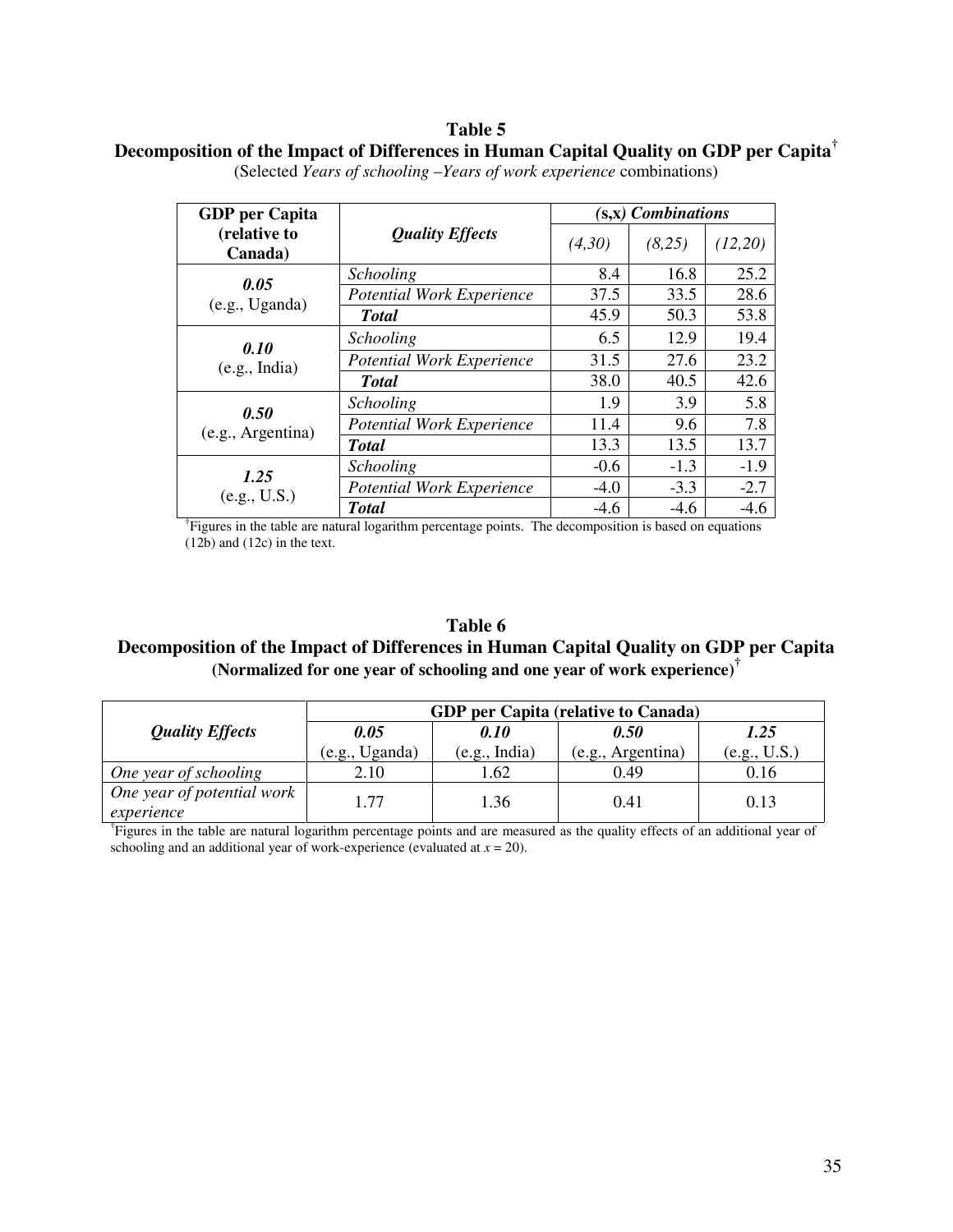## Table 5

### Decomposition of the Impact of Differences in Human Capital Quality on GDP per Capita[†]

(Selected *Years of schooling –Years of work experience* combinations)

| GDP per Capita (relative to Canada) | *Quality Effects* | *(s,x) Combinations* | | |
|---|---|---|---|---|
| | | *(4,30)* | *(8,25)* | *(12,20)* |
| ***0.05*** (e.g., Uganda) | *Schooling* | 8.4 | 16.8 | 25.2 |
| | *Potential Work Experience* | 37.5 | 33.5 | 28.6 |
| | ***Total*** | 45.9 | 50.3 | 53.8 |
| ***0.10*** (e.g., India) | *Schooling* | 6.5 | 12.9 | 19.4 |
| | *Potential Work Experience* | 31.5 | 27.6 | 23.2 |
| | ***Total*** | 38.0 | 40.5 | 42.6 |
| ***0.50*** (e.g., Argentina) | *Schooling* | 1.9 | 3.9 | 5.8 |
| | *Potential Work Experience* | 11.4 | 9.6 | 7.8 |
| | ***Total*** | 13.3 | 13.5 | 13.7 |
| ***1.25*** (e.g., U.S.) | *Schooling* | -0.6 | -1.3 | -1.9 |
| | *Potential Work Experience* | -4.0 | -3.3 | -2.7 |
| | ***Total*** | -4.6 | -4.6 | -4.6 |

[†]Figures in the table are natural logarithm percentage points. The decomposition is based on equations (12b) and (12c) in the text.

## Table 6

### Decomposition of the Impact of Differences in Human Capital Quality on GDP per Capita (Normalized for one year of schooling and one year of work experience)[†]

| *Quality Effects* | GDP per Capita (relative to Canada) | | | |
|---|---|---|---|---|
| | ***0.05*** (e.g., Uganda) | ***0.10*** (e.g., India) | ***0.50*** (e.g., Argentina) | ***1.25*** (e.g., U.S.) |
| *One year of schooling* | 2.10 | 1.62 | 0.49 | 0.16 |
| *One year of potential work experience* | 1.77 | 1.36 | 0.41 | 0.13 |

[†]Figures in the table are natural logarithm percentage points and are measured as the quality effects of an additional year of schooling and an additional year of work-experience (evaluated at $x = 20$).